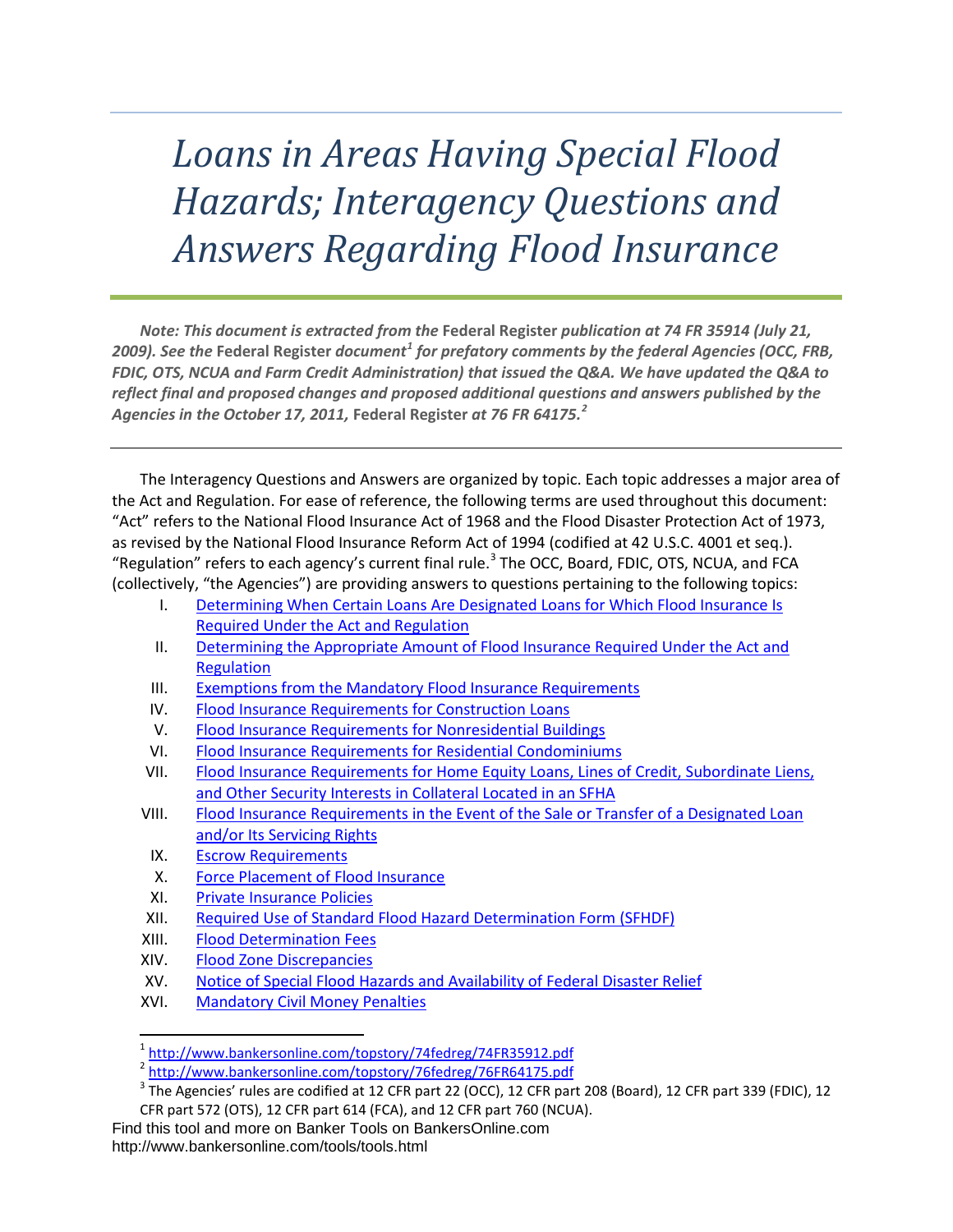# Loans in Areas Having Special Flood Hazards; Interagency Questions and Answers Regarding Flood Insurance

***Note: This document is extracted from the* Federal Register *publication at 74 FR 35914 (July 21, 2009). See the* Federal Register *document*[1] *for prefatory comments by the federal Agencies (OCC, FRB, FDIC, OTS, NCUA and Farm Credit Administration) that issued the Q&A. We have updated the Q&A to reflect final and proposed changes and proposed additional questions and answers published by the Agencies in the October 17, 2011,* Federal Register *at 76 FR 64175.*[2]**

---

The Interagency Questions and Answers are organized by topic. Each topic addresses a major area of the Act and Regulation. For ease of reference, the following terms are used throughout this document: "Act" refers to the National Flood Insurance Act of 1968 and the Flood Disaster Protection Act of 1973, as revised by the National Flood Insurance Reform Act of 1994 (codified at 42 U.S.C. 4001 et seq.). "Regulation" refers to each agency's current final rule.[3] The OCC, Board, FDIC, OTS, NCUA, and FCA (collectively, "the Agencies") are providing answers to questions pertaining to the following topics:

- I. Determining When Certain Loans Are Designated Loans for Which Flood Insurance Is Required Under the Act and Regulation
- II. Determining the Appropriate Amount of Flood Insurance Required Under the Act and Regulation
- III. Exemptions from the Mandatory Flood Insurance Requirements
- IV. Flood Insurance Requirements for Construction Loans
- V. Flood Insurance Requirements for Nonresidential Buildings
- VI. Flood Insurance Requirements for Residential Condominiums
- VII. Flood Insurance Requirements for Home Equity Loans, Lines of Credit, Subordinate Liens, and Other Security Interests in Collateral Located in an SFHA
- VIII. Flood Insurance Requirements in the Event of the Sale or Transfer of a Designated Loan and/or Its Servicing Rights
- IX. Escrow Requirements
- X. Force Placement of Flood Insurance
- XI. Private Insurance Policies
- XII. Required Use of Standard Flood Hazard Determination Form (SFHDF)
- XIII. Flood Determination Fees
- XIV. Flood Zone Discrepancies
- XV. Notice of Special Flood Hazards and Availability of Federal Disaster Relief
- XVI. Mandatory Civil Money Penalties

---

[1] http://www.bankersonline.com/topstory/74fedreg/74FR35912.pdf

[2] http://www.bankersonline.com/topstory/76fedreg/76FR64175.pdf

[3] The Agencies' rules are codified at 12 CFR part 22 (OCC), 12 CFR part 208 (Board), 12 CFR part 339 (FDIC), 12 CFR part 572 (OTS), 12 CFR part 614 (FCA), and 12 CFR part 760 (NCUA).

Find this tool and more on Banker Tools on BankersOnline.com
http://www.bankersonline.com/tools/tools.html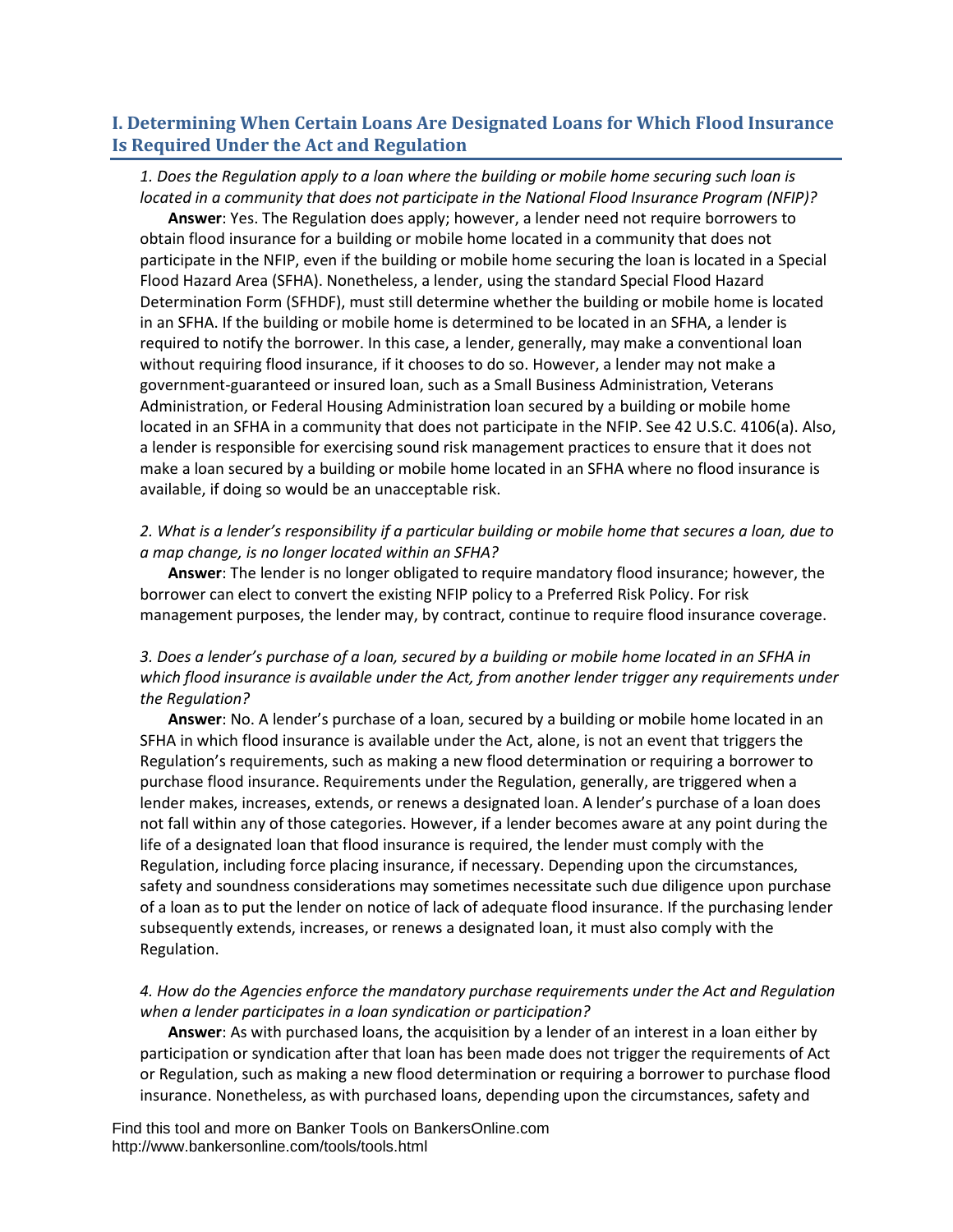## I. Determining When Certain Loans Are Designated Loans for Which Flood Insurance Is Required Under the Act and Regulation

*1. Does the Regulation apply to a loan where the building or mobile home securing such loan is located in a community that does not participate in the National Flood Insurance Program (NFIP)?*

**Answer**: Yes. The Regulation does apply; however, a lender need not require borrowers to obtain flood insurance for a building or mobile home located in a community that does not participate in the NFIP, even if the building or mobile home securing the loan is located in a Special Flood Hazard Area (SFHA). Nonetheless, a lender, using the standard Special Flood Hazard Determination Form (SFHDF), must still determine whether the building or mobile home is located in an SFHA. If the building or mobile home is determined to be located in an SFHA, a lender is required to notify the borrower. In this case, a lender, generally, may make a conventional loan without requiring flood insurance, if it chooses to do so. However, a lender may not make a government-guaranteed or insured loan, such as a Small Business Administration, Veterans Administration, or Federal Housing Administration loan secured by a building or mobile home located in an SFHA in a community that does not participate in the NFIP. See 42 U.S.C. 4106(a). Also, a lender is responsible for exercising sound risk management practices to ensure that it does not make a loan secured by a building or mobile home located in an SFHA where no flood insurance is available, if doing so would be an unacceptable risk.

*2. What is a lender's responsibility if a particular building or mobile home that secures a loan, due to a map change, is no longer located within an SFHA?*

**Answer**: The lender is no longer obligated to require mandatory flood insurance; however, the borrower can elect to convert the existing NFIP policy to a Preferred Risk Policy. For risk management purposes, the lender may, by contract, continue to require flood insurance coverage.

*3. Does a lender's purchase of a loan, secured by a building or mobile home located in an SFHA in which flood insurance is available under the Act, from another lender trigger any requirements under the Regulation?*

**Answer**: No. A lender's purchase of a loan, secured by a building or mobile home located in an SFHA in which flood insurance is available under the Act, alone, is not an event that triggers the Regulation's requirements, such as making a new flood determination or requiring a borrower to purchase flood insurance. Requirements under the Regulation, generally, are triggered when a lender makes, increases, extends, or renews a designated loan. A lender's purchase of a loan does not fall within any of those categories. However, if a lender becomes aware at any point during the life of a designated loan that flood insurance is required, the lender must comply with the Regulation, including force placing insurance, if necessary. Depending upon the circumstances, safety and soundness considerations may sometimes necessitate such due diligence upon purchase of a loan as to put the lender on notice of lack of adequate flood insurance. If the purchasing lender subsequently extends, increases, or renews a designated loan, it must also comply with the Regulation.

*4. How do the Agencies enforce the mandatory purchase requirements under the Act and Regulation when a lender participates in a loan syndication or participation?*

**Answer**: As with purchased loans, the acquisition by a lender of an interest in a loan either by participation or syndication after that loan has been made does not trigger the requirements of Act or Regulation, such as making a new flood determination or requiring a borrower to purchase flood insurance. Nonetheless, as with purchased loans, depending upon the circumstances, safety and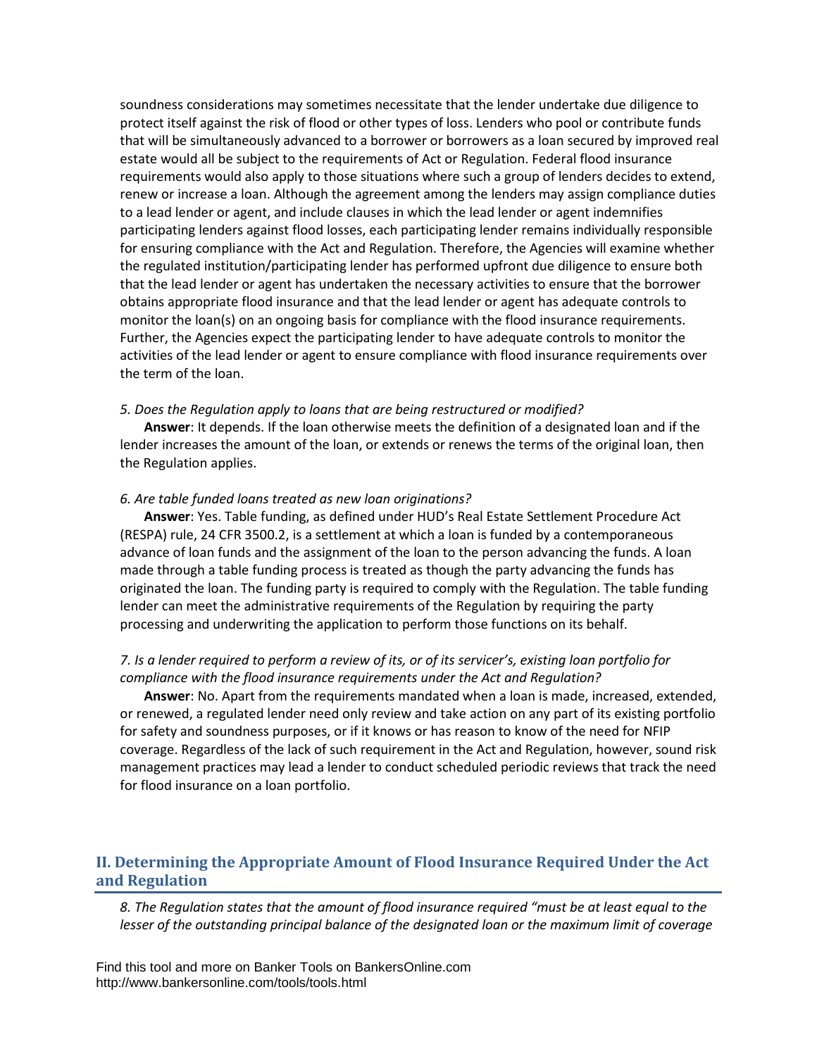soundness considerations may sometimes necessitate that the lender undertake due diligence to protect itself against the risk of flood or other types of loss. Lenders who pool or contribute funds that will be simultaneously advanced to a borrower or borrowers as a loan secured by improved real estate would all be subject to the requirements of Act or Regulation. Federal flood insurance requirements would also apply to those situations where such a group of lenders decides to extend, renew or increase a loan. Although the agreement among the lenders may assign compliance duties to a lead lender or agent, and include clauses in which the lead lender or agent indemnifies participating lenders against flood losses, each participating lender remains individually responsible for ensuring compliance with the Act and Regulation. Therefore, the Agencies will examine whether the regulated institution/participating lender has performed upfront due diligence to ensure both that the lead lender or agent has undertaken the necessary activities to ensure that the borrower obtains appropriate flood insurance and that the lead lender or agent has adequate controls to monitor the loan(s) on an ongoing basis for compliance with the flood insurance requirements. Further, the Agencies expect the participating lender to have adequate controls to monitor the activities of the lead lender or agent to ensure compliance with flood insurance requirements over the term of the loan.

*5. Does the Regulation apply to loans that are being restructured or modified?*

**Answer**: It depends. If the loan otherwise meets the definition of a designated loan and if the lender increases the amount of the loan, or extends or renews the terms of the original loan, then the Regulation applies.

*6. Are table funded loans treated as new loan originations?*

**Answer**: Yes. Table funding, as defined under HUD's Real Estate Settlement Procedure Act (RESPA) rule, 24 CFR 3500.2, is a settlement at which a loan is funded by a contemporaneous advance of loan funds and the assignment of the loan to the person advancing the funds. A loan made through a table funding process is treated as though the party advancing the funds has originated the loan. The funding party is required to comply with the Regulation. The table funding lender can meet the administrative requirements of the Regulation by requiring the party processing and underwriting the application to perform those functions on its behalf.

*7. Is a lender required to perform a review of its, or of its servicer's, existing loan portfolio for compliance with the flood insurance requirements under the Act and Regulation?*

**Answer**: No. Apart from the requirements mandated when a loan is made, increased, extended, or renewed, a regulated lender need only review and take action on any part of its existing portfolio for safety and soundness purposes, or if it knows or has reason to know of the need for NFIP coverage. Regardless of the lack of such requirement in the Act and Regulation, however, sound risk management practices may lead a lender to conduct scheduled periodic reviews that track the need for flood insurance on a loan portfolio.

## II. Determining the Appropriate Amount of Flood Insurance Required Under the Act and Regulation

*8. The Regulation states that the amount of flood insurance required "must be at least equal to the lesser of the outstanding principal balance of the designated loan or the maximum limit of coverage*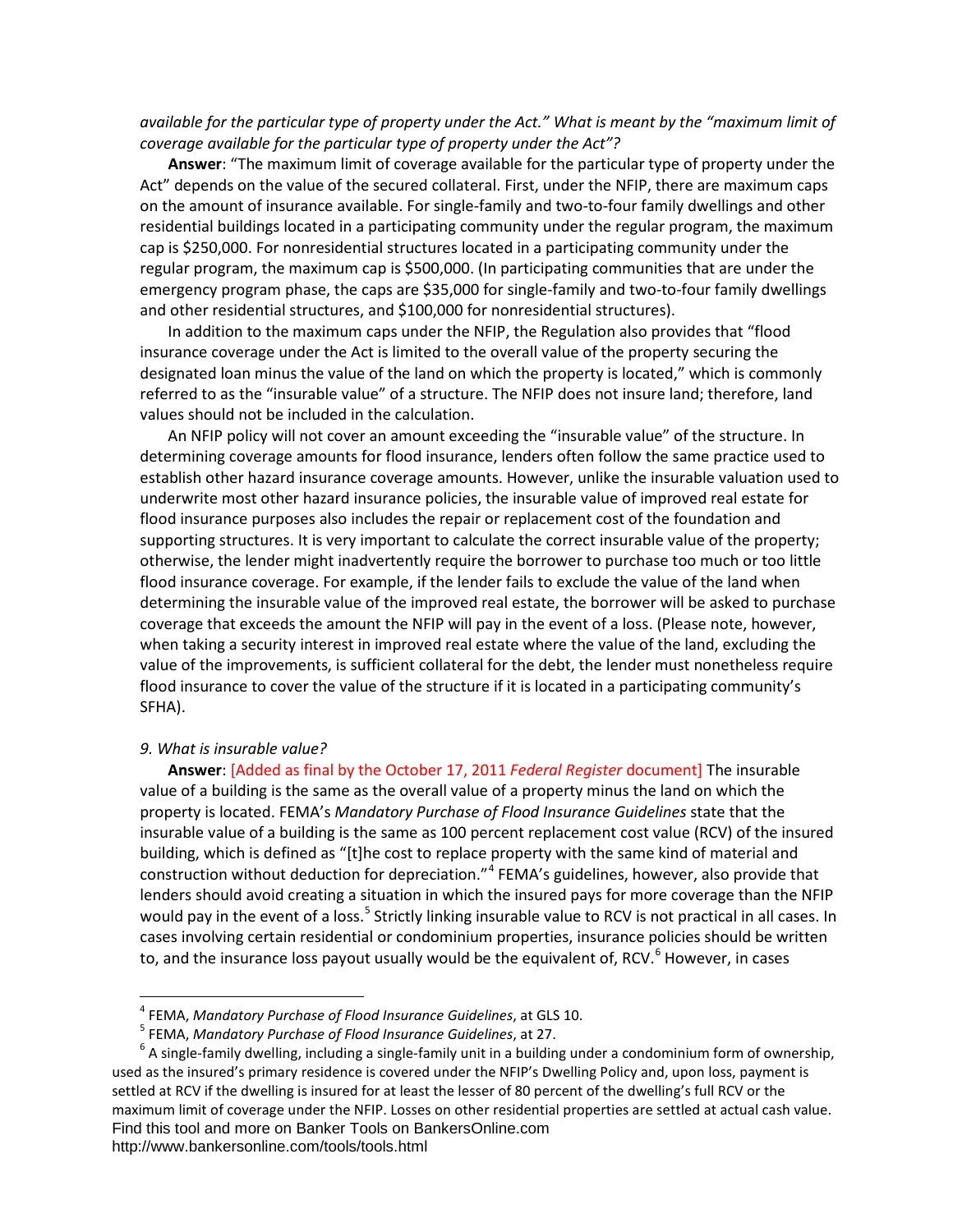*available for the particular type of property under the Act." What is meant by the "maximum limit of coverage available for the particular type of property under the Act"?*

**Answer**: "The maximum limit of coverage available for the particular type of property under the Act" depends on the value of the secured collateral. First, under the NFIP, there are maximum caps on the amount of insurance available. For single-family and two-to-four family dwellings and other residential buildings located in a participating community under the regular program, the maximum cap is $250,000. For nonresidential structures located in a participating community under the regular program, the maximum cap is $500,000. (In participating communities that are under the emergency program phase, the caps are $35,000 for single-family and two-to-four family dwellings and other residential structures, and $100,000 for nonresidential structures).

In addition to the maximum caps under the NFIP, the Regulation also provides that "flood insurance coverage under the Act is limited to the overall value of the property securing the designated loan minus the value of the land on which the property is located," which is commonly referred to as the "insurable value" of a structure. The NFIP does not insure land; therefore, land values should not be included in the calculation.

An NFIP policy will not cover an amount exceeding the "insurable value" of the structure. In determining coverage amounts for flood insurance, lenders often follow the same practice used to establish other hazard insurance coverage amounts. However, unlike the insurable valuation used to underwrite most other hazard insurance policies, the insurable value of improved real estate for flood insurance purposes also includes the repair or replacement cost of the foundation and supporting structures. It is very important to calculate the correct insurable value of the property; otherwise, the lender might inadvertently require the borrower to purchase too much or too little flood insurance coverage. For example, if the lender fails to exclude the value of the land when determining the insurable value of the improved real estate, the borrower will be asked to purchase coverage that exceeds the amount the NFIP will pay in the event of a loss. (Please note, however, when taking a security interest in improved real estate where the value of the land, excluding the value of the improvements, is sufficient collateral for the debt, the lender must nonetheless require flood insurance to cover the value of the structure if it is located in a participating community's SFHA).

*9. What is insurable value?*

**Answer**: [Added as final by the October 17, 2011 *Federal Register* document] The insurable value of a building is the same as the overall value of a property minus the land on which the property is located. FEMA's *Mandatory Purchase of Flood Insurance Guidelines* state that the insurable value of a building is the same as 100 percent replacement cost value (RCV) of the insured building, which is defined as "[t]he cost to replace property with the same kind of material and construction without deduction for depreciation."[4] FEMA's guidelines, however, also provide that lenders should avoid creating a situation in which the insured pays for more coverage than the NFIP would pay in the event of a loss.[5] Strictly linking insurable value to RCV is not practical in all cases. In cases involving certain residential or condominium properties, insurance policies should be written to, and the insurance loss payout usually would be the equivalent of, RCV.[6] However, in cases

---

[4] FEMA, *Mandatory Purchase of Flood Insurance Guidelines*, at GLS 10.

[5] FEMA, *Mandatory Purchase of Flood Insurance Guidelines*, at 27.

[6] A single-family dwelling, including a single-family unit in a building under a condominium form of ownership, used as the insured's primary residence is covered under the NFIP's Dwelling Policy and, upon loss, payment is settled at RCV if the dwelling is insured for at least the lesser of 80 percent of the dwelling's full RCV or the maximum limit of coverage under the NFIP. Losses on other residential properties are settled at actual cash value.

Find this tool and more on Banker Tools on BankersOnline.com
http://www.bankersonline.com/tools/tools.html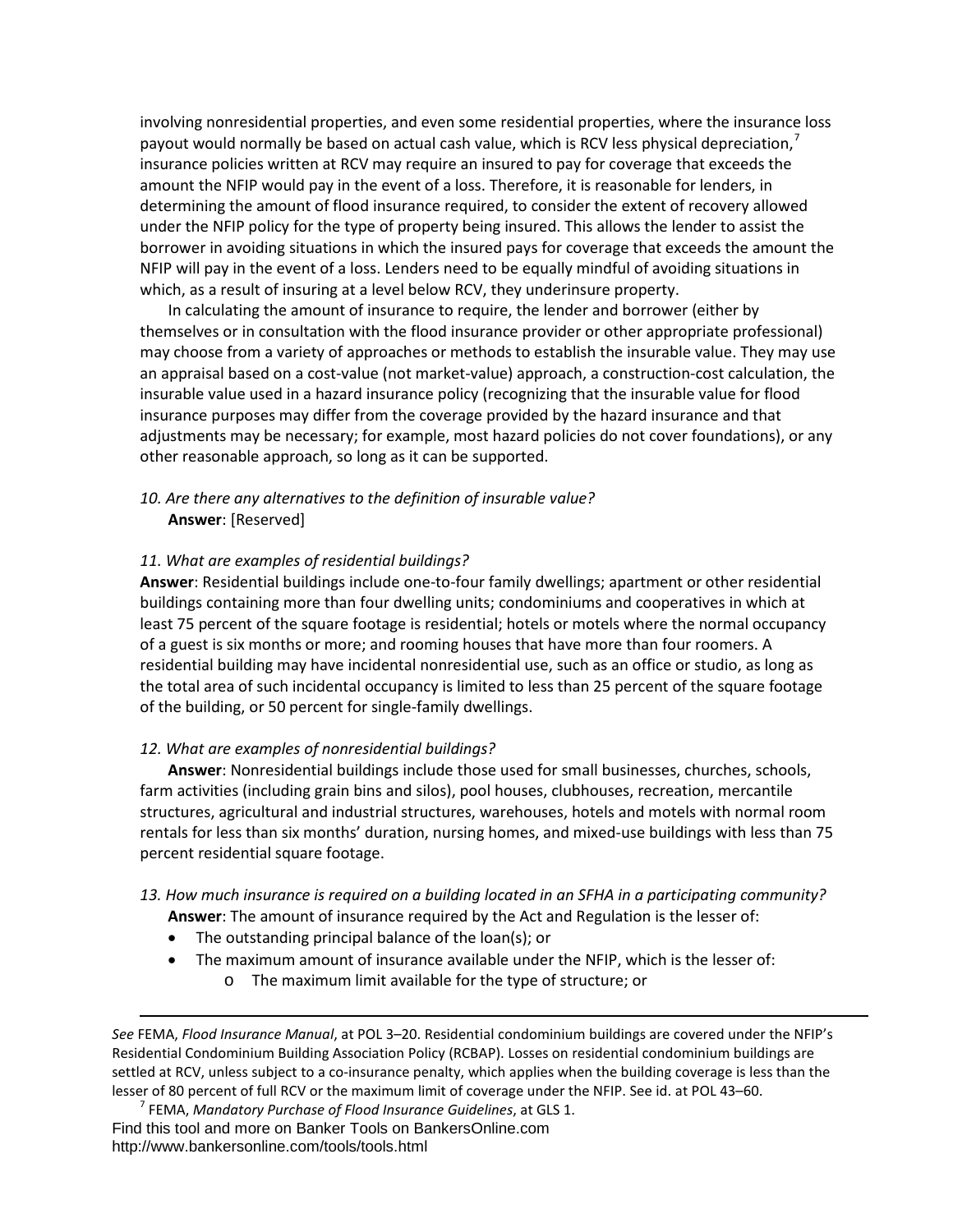involving nonresidential properties, and even some residential properties, where the insurance loss payout would normally be based on actual cash value, which is RCV less physical depreciation,[7] insurance policies written at RCV may require an insured to pay for coverage that exceeds the amount the NFIP would pay in the event of a loss. Therefore, it is reasonable for lenders, in determining the amount of flood insurance required, to consider the extent of recovery allowed under the NFIP policy for the type of property being insured. This allows the lender to assist the borrower in avoiding situations in which the insured pays for coverage that exceeds the amount the NFIP will pay in the event of a loss. Lenders need to be equally mindful of avoiding situations in which, as a result of insuring at a level below RCV, they underinsure property.

In calculating the amount of insurance to require, the lender and borrower (either by themselves or in consultation with the flood insurance provider or other appropriate professional) may choose from a variety of approaches or methods to establish the insurable value. They may use an appraisal based on a cost-value (not market-value) approach, a construction-cost calculation, the insurable value used in a hazard insurance policy (recognizing that the insurable value for flood insurance purposes may differ from the coverage provided by the hazard insurance and that adjustments may be necessary; for example, most hazard policies do not cover foundations), or any other reasonable approach, so long as it can be supported.

*10. Are there any alternatives to the definition of insurable value?*

**Answer**: [Reserved]

*11. What are examples of residential buildings?*

**Answer**: Residential buildings include one-to-four family dwellings; apartment or other residential buildings containing more than four dwelling units; condominiums and cooperatives in which at least 75 percent of the square footage is residential; hotels or motels where the normal occupancy of a guest is six months or more; and rooming houses that have more than four roomers. A residential building may have incidental nonresidential use, such as an office or studio, as long as the total area of such incidental occupancy is limited to less than 25 percent of the square footage of the building, or 50 percent for single-family dwellings.

*12. What are examples of nonresidential buildings?*

**Answer**: Nonresidential buildings include those used for small businesses, churches, schools, farm activities (including grain bins and silos), pool houses, clubhouses, recreation, mercantile structures, agricultural and industrial structures, warehouses, hotels and motels with normal room rentals for less than six months' duration, nursing homes, and mixed-use buildings with less than 75 percent residential square footage.

*13. How much insurance is required on a building located in an SFHA in a participating community?*

**Answer**: The amount of insurance required by the Act and Regulation is the lesser of:

- The outstanding principal balance of the loan(s); or
- The maximum amount of insurance available under the NFIP, which is the lesser of:
  - The maximum limit available for the type of structure; or

---

*See* FEMA, *Flood Insurance Manual*, at POL 3–20. Residential condominium buildings are covered under the NFIP's Residential Condominium Building Association Policy (RCBAP). Losses on residential condominium buildings are settled at RCV, unless subject to a co-insurance penalty, which applies when the building coverage is less than the lesser of 80 percent of full RCV or the maximum limit of coverage under the NFIP. See id. at POL 43–60.

[7] FEMA, *Mandatory Purchase of Flood Insurance Guidelines*, at GLS 1.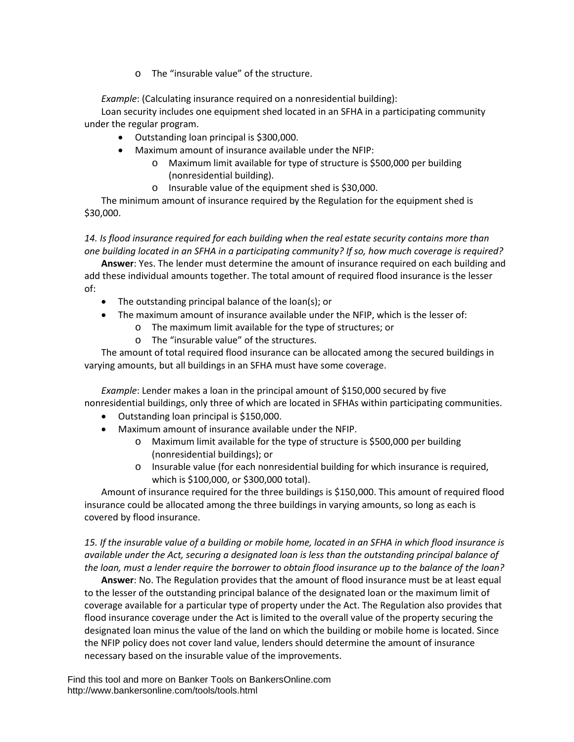- The "insurable value" of the structure.

*Example*: (Calculating insurance required on a nonresidential building):

Loan security includes one equipment shed located in an SFHA in a participating community under the regular program.

- Outstanding loan principal is $300,000.
- Maximum amount of insurance available under the NFIP:
  - Maximum limit available for type of structure is $500,000 per building (nonresidential building).
  - Insurable value of the equipment shed is $30,000.

The minimum amount of insurance required by the Regulation for the equipment shed is $30,000.

*14. Is flood insurance required for each building when the real estate security contains more than one building located in an SFHA in a participating community? If so, how much coverage is required?*

**Answer**: Yes. The lender must determine the amount of insurance required on each building and add these individual amounts together. The total amount of required flood insurance is the lesser of:

- The outstanding principal balance of the loan(s); or
- The maximum amount of insurance available under the NFIP, which is the lesser of:
  - The maximum limit available for the type of structures; or
  - The "insurable value" of the structures.

The amount of total required flood insurance can be allocated among the secured buildings in varying amounts, but all buildings in an SFHA must have some coverage.

*Example*: Lender makes a loan in the principal amount of $150,000 secured by five nonresidential buildings, only three of which are located in SFHAs within participating communities.

- Outstanding loan principal is $150,000.
- Maximum amount of insurance available under the NFIP.
  - Maximum limit available for the type of structure is $500,000 per building (nonresidential buildings); or
  - Insurable value (for each nonresidential building for which insurance is required, which is $100,000, or $300,000 total).

Amount of insurance required for the three buildings is $150,000. This amount of required flood insurance could be allocated among the three buildings in varying amounts, so long as each is covered by flood insurance.

*15. If the insurable value of a building or mobile home, located in an SFHA in which flood insurance is available under the Act, securing a designated loan is less than the outstanding principal balance of the loan, must a lender require the borrower to obtain flood insurance up to the balance of the loan?*

**Answer**: No. The Regulation provides that the amount of flood insurance must be at least equal to the lesser of the outstanding principal balance of the designated loan or the maximum limit of coverage available for a particular type of property under the Act. The Regulation also provides that flood insurance coverage under the Act is limited to the overall value of the property securing the designated loan minus the value of the land on which the building or mobile home is located. Since the NFIP policy does not cover land value, lenders should determine the amount of insurance necessary based on the insurable value of the improvements.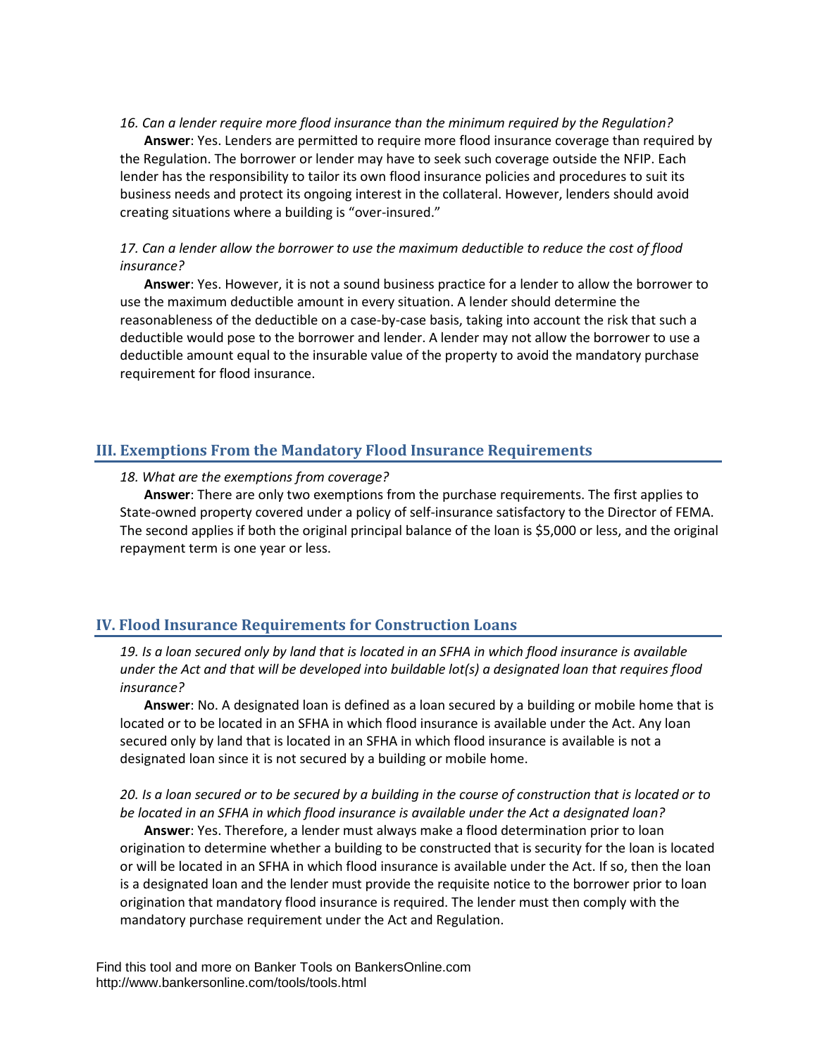*16. Can a lender require more flood insurance than the minimum required by the Regulation?*

**Answer**: Yes. Lenders are permitted to require more flood insurance coverage than required by the Regulation. The borrower or lender may have to seek such coverage outside the NFIP. Each lender has the responsibility to tailor its own flood insurance policies and procedures to suit its business needs and protect its ongoing interest in the collateral. However, lenders should avoid creating situations where a building is "over-insured."

*17. Can a lender allow the borrower to use the maximum deductible to reduce the cost of flood insurance?*

**Answer**: Yes. However, it is not a sound business practice for a lender to allow the borrower to use the maximum deductible amount in every situation. A lender should determine the reasonableness of the deductible on a case-by-case basis, taking into account the risk that such a deductible would pose to the borrower and lender. A lender may not allow the borrower to use a deductible amount equal to the insurable value of the property to avoid the mandatory purchase requirement for flood insurance.

## III. Exemptions From the Mandatory Flood Insurance Requirements

*18. What are the exemptions from coverage?*

**Answer**: There are only two exemptions from the purchase requirements. The first applies to State-owned property covered under a policy of self-insurance satisfactory to the Director of FEMA. The second applies if both the original principal balance of the loan is $5,000 or less, and the original repayment term is one year or less.

## IV. Flood Insurance Requirements for Construction Loans

*19. Is a loan secured only by land that is located in an SFHA in which flood insurance is available under the Act and that will be developed into buildable lot(s) a designated loan that requires flood insurance?*

**Answer**: No. A designated loan is defined as a loan secured by a building or mobile home that is located or to be located in an SFHA in which flood insurance is available under the Act. Any loan secured only by land that is located in an SFHA in which flood insurance is available is not a designated loan since it is not secured by a building or mobile home.

*20. Is a loan secured or to be secured by a building in the course of construction that is located or to be located in an SFHA in which flood insurance is available under the Act a designated loan?*

**Answer**: Yes. Therefore, a lender must always make a flood determination prior to loan origination to determine whether a building to be constructed that is security for the loan is located or will be located in an SFHA in which flood insurance is available under the Act. If so, then the loan is a designated loan and the lender must provide the requisite notice to the borrower prior to loan origination that mandatory flood insurance is required. The lender must then comply with the mandatory purchase requirement under the Act and Regulation.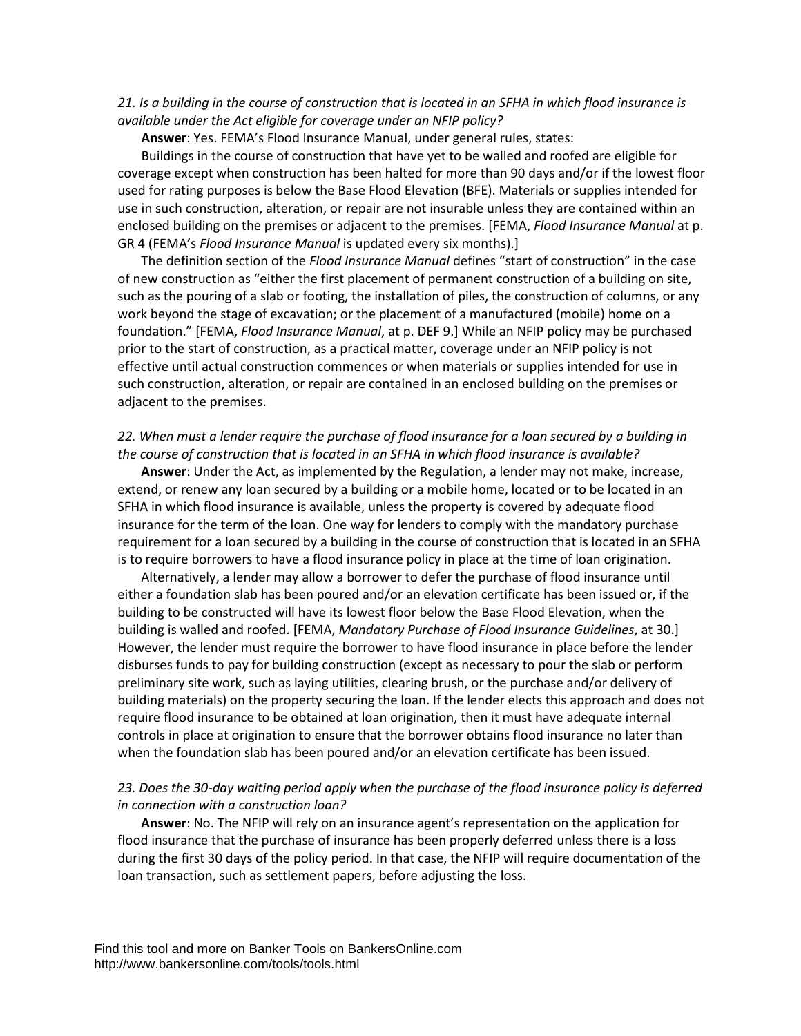*21. Is a building in the course of construction that is located in an SFHA in which flood insurance is available under the Act eligible for coverage under an NFIP policy?*

**Answer**: Yes. FEMA's Flood Insurance Manual, under general rules, states:

Buildings in the course of construction that have yet to be walled and roofed are eligible for coverage except when construction has been halted for more than 90 days and/or if the lowest floor used for rating purposes is below the Base Flood Elevation (BFE). Materials or supplies intended for use in such construction, alteration, or repair are not insurable unless they are contained within an enclosed building on the premises or adjacent to the premises. [FEMA, *Flood Insurance Manual* at p. GR 4 (FEMA's *Flood Insurance Manual* is updated every six months).]

The definition section of the *Flood Insurance Manual* defines "start of construction" in the case of new construction as "either the first placement of permanent construction of a building on site, such as the pouring of a slab or footing, the installation of piles, the construction of columns, or any work beyond the stage of excavation; or the placement of a manufactured (mobile) home on a foundation." [FEMA, *Flood Insurance Manual*, at p. DEF 9.] While an NFIP policy may be purchased prior to the start of construction, as a practical matter, coverage under an NFIP policy is not effective until actual construction commences or when materials or supplies intended for use in such construction, alteration, or repair are contained in an enclosed building on the premises or adjacent to the premises.

*22. When must a lender require the purchase of flood insurance for a loan secured by a building in the course of construction that is located in an SFHA in which flood insurance is available?*

**Answer**: Under the Act, as implemented by the Regulation, a lender may not make, increase, extend, or renew any loan secured by a building or a mobile home, located or to be located in an SFHA in which flood insurance is available, unless the property is covered by adequate flood insurance for the term of the loan. One way for lenders to comply with the mandatory purchase requirement for a loan secured by a building in the course of construction that is located in an SFHA is to require borrowers to have a flood insurance policy in place at the time of loan origination.

Alternatively, a lender may allow a borrower to defer the purchase of flood insurance until either a foundation slab has been poured and/or an elevation certificate has been issued or, if the building to be constructed will have its lowest floor below the Base Flood Elevation, when the building is walled and roofed. [FEMA, *Mandatory Purchase of Flood Insurance Guidelines*, at 30.] However, the lender must require the borrower to have flood insurance in place before the lender disburses funds to pay for building construction (except as necessary to pour the slab or perform preliminary site work, such as laying utilities, clearing brush, or the purchase and/or delivery of building materials) on the property securing the loan. If the lender elects this approach and does not require flood insurance to be obtained at loan origination, then it must have adequate internal controls in place at origination to ensure that the borrower obtains flood insurance no later than when the foundation slab has been poured and/or an elevation certificate has been issued.

*23. Does the 30-day waiting period apply when the purchase of the flood insurance policy is deferred in connection with a construction loan?*

**Answer**: No. The NFIP will rely on an insurance agent's representation on the application for flood insurance that the purchase of insurance has been properly deferred unless there is a loss during the first 30 days of the policy period. In that case, the NFIP will require documentation of the loan transaction, such as settlement papers, before adjusting the loss.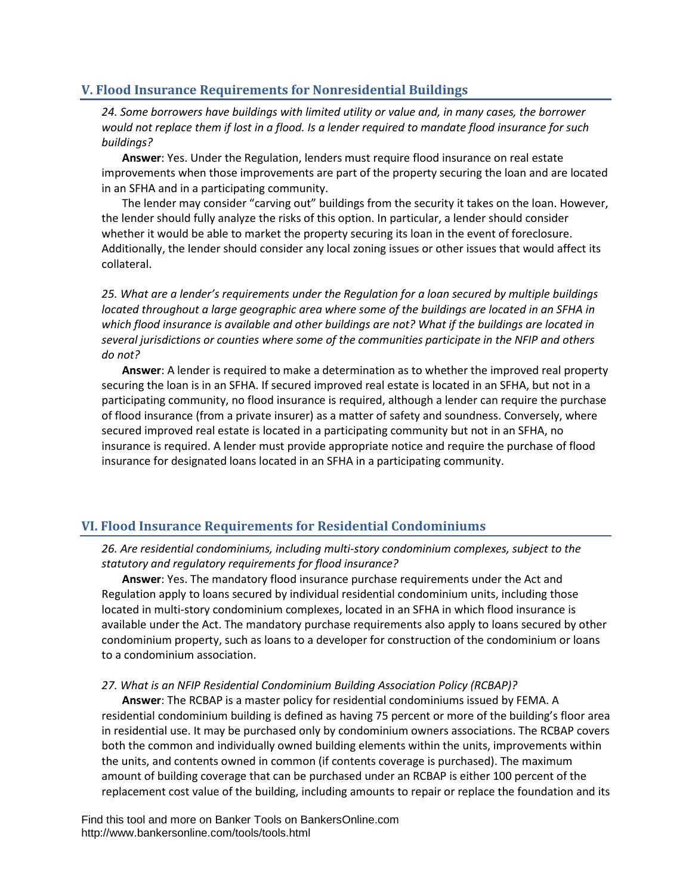## V. Flood Insurance Requirements for Nonresidential Buildings

*24. Some borrowers have buildings with limited utility or value and, in many cases, the borrower would not replace them if lost in a flood. Is a lender required to mandate flood insurance for such buildings?*

**Answer**: Yes. Under the Regulation, lenders must require flood insurance on real estate improvements when those improvements are part of the property securing the loan and are located in an SFHA and in a participating community.

The lender may consider "carving out" buildings from the security it takes on the loan. However, the lender should fully analyze the risks of this option. In particular, a lender should consider whether it would be able to market the property securing its loan in the event of foreclosure. Additionally, the lender should consider any local zoning issues or other issues that would affect its collateral.

*25. What are a lender's requirements under the Regulation for a loan secured by multiple buildings located throughout a large geographic area where some of the buildings are located in an SFHA in which flood insurance is available and other buildings are not? What if the buildings are located in several jurisdictions or counties where some of the communities participate in the NFIP and others do not?*

**Answer**: A lender is required to make a determination as to whether the improved real property securing the loan is in an SFHA. If secured improved real estate is located in an SFHA, but not in a participating community, no flood insurance is required, although a lender can require the purchase of flood insurance (from a private insurer) as a matter of safety and soundness. Conversely, where secured improved real estate is located in a participating community but not in an SFHA, no insurance is required. A lender must provide appropriate notice and require the purchase of flood insurance for designated loans located in an SFHA in a participating community.

## VI. Flood Insurance Requirements for Residential Condominiums

*26. Are residential condominiums, including multi-story condominium complexes, subject to the statutory and regulatory requirements for flood insurance?*

**Answer**: Yes. The mandatory flood insurance purchase requirements under the Act and Regulation apply to loans secured by individual residential condominium units, including those located in multi-story condominium complexes, located in an SFHA in which flood insurance is available under the Act. The mandatory purchase requirements also apply to loans secured by other condominium property, such as loans to a developer for construction of the condominium or loans to a condominium association.

*27. What is an NFIP Residential Condominium Building Association Policy (RCBAP)?*

**Answer**: The RCBAP is a master policy for residential condominiums issued by FEMA. A residential condominium building is defined as having 75 percent or more of the building's floor area in residential use. It may be purchased only by condominium owners associations. The RCBAP covers both the common and individually owned building elements within the units, improvements within the units, and contents owned in common (if contents coverage is purchased). The maximum amount of building coverage that can be purchased under an RCBAP is either 100 percent of the replacement cost value of the building, including amounts to repair or replace the foundation and its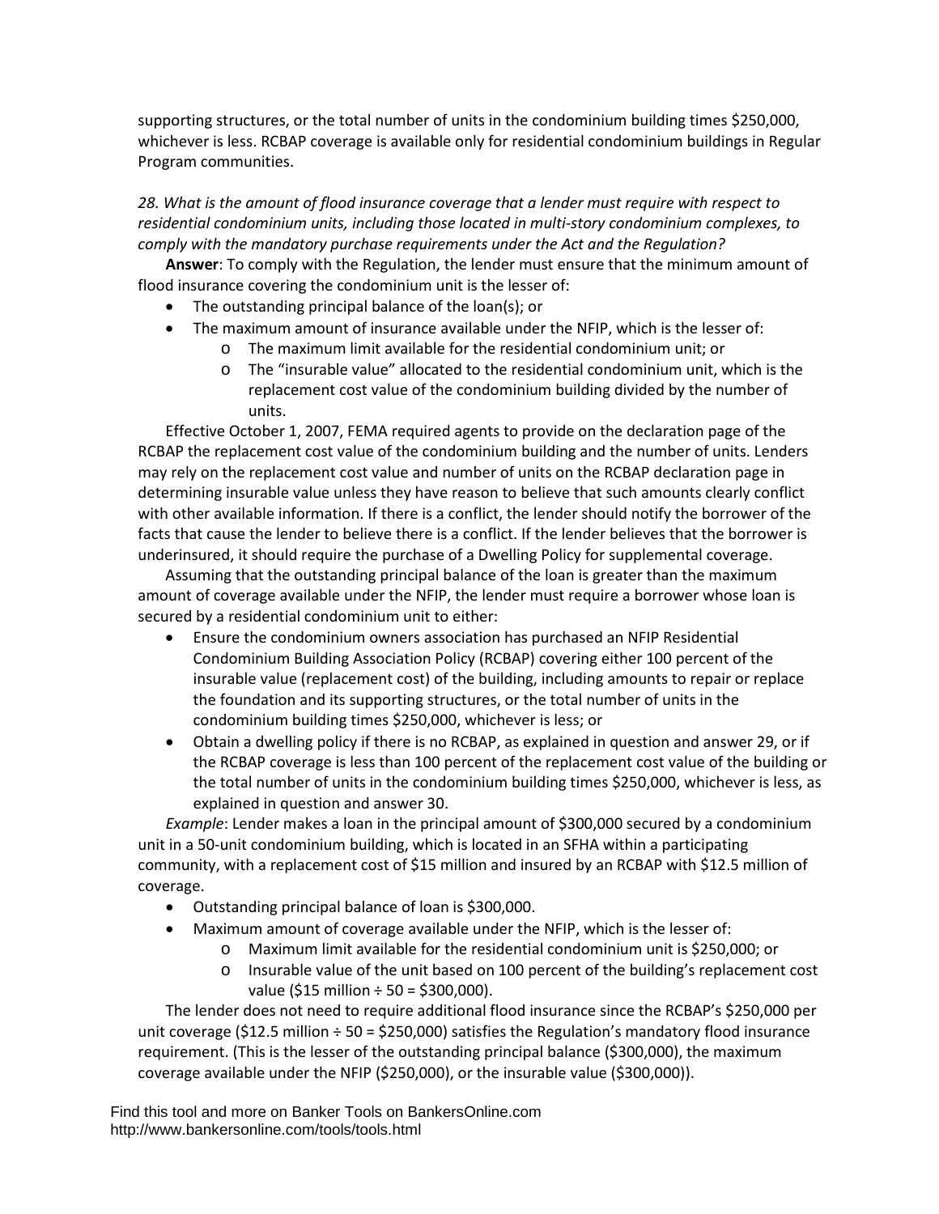supporting structures, or the total number of units in the condominium building times $250,000, whichever is less. RCBAP coverage is available only for residential condominium buildings in Regular Program communities.

*28. What is the amount of flood insurance coverage that a lender must require with respect to residential condominium units, including those located in multi-story condominium complexes, to comply with the mandatory purchase requirements under the Act and the Regulation?*

**Answer**: To comply with the Regulation, the lender must ensure that the minimum amount of flood insurance covering the condominium unit is the lesser of:

- The outstanding principal balance of the loan(s); or
- The maximum amount of insurance available under the NFIP, which is the lesser of:
  - The maximum limit available for the residential condominium unit; or
  - The "insurable value" allocated to the residential condominium unit, which is the replacement cost value of the condominium building divided by the number of units.

Effective October 1, 2007, FEMA required agents to provide on the declaration page of the RCBAP the replacement cost value of the condominium building and the number of units. Lenders may rely on the replacement cost value and number of units on the RCBAP declaration page in determining insurable value unless they have reason to believe that such amounts clearly conflict with other available information. If there is a conflict, the lender should notify the borrower of the facts that cause the lender to believe there is a conflict. If the lender believes that the borrower is underinsured, it should require the purchase of a Dwelling Policy for supplemental coverage.

Assuming that the outstanding principal balance of the loan is greater than the maximum amount of coverage available under the NFIP, the lender must require a borrower whose loan is secured by a residential condominium unit to either:

- Ensure the condominium owners association has purchased an NFIP Residential Condominium Building Association Policy (RCBAP) covering either 100 percent of the insurable value (replacement cost) of the building, including amounts to repair or replace the foundation and its supporting structures, or the total number of units in the condominium building times $250,000, whichever is less; or
- Obtain a dwelling policy if there is no RCBAP, as explained in question and answer 29, or if the RCBAP coverage is less than 100 percent of the replacement cost value of the building or the total number of units in the condominium building times $250,000, whichever is less, as explained in question and answer 30.

*Example*: Lender makes a loan in the principal amount of $300,000 secured by a condominium unit in a 50-unit condominium building, which is located in an SFHA within a participating community, with a replacement cost of $15 million and insured by an RCBAP with $12.5 million of coverage.

- Outstanding principal balance of loan is $300,000.
- Maximum amount of coverage available under the NFIP, which is the lesser of:
  - Maximum limit available for the residential condominium unit is $250,000; or
  - Insurable value of the unit based on 100 percent of the building's replacement cost value ($15 million ÷ 50 = $300,000).

The lender does not need to require additional flood insurance since the RCBAP's $250,000 per unit coverage ($12.5 million ÷ 50 = $250,000) satisfies the Regulation's mandatory flood insurance requirement. (This is the lesser of the outstanding principal balance ($300,000), the maximum coverage available under the NFIP ($250,000), or the insurable value ($300,000)).

Find this tool and more on Banker Tools on BankersOnline.com
http://www.bankersonline.com/tools/tools.html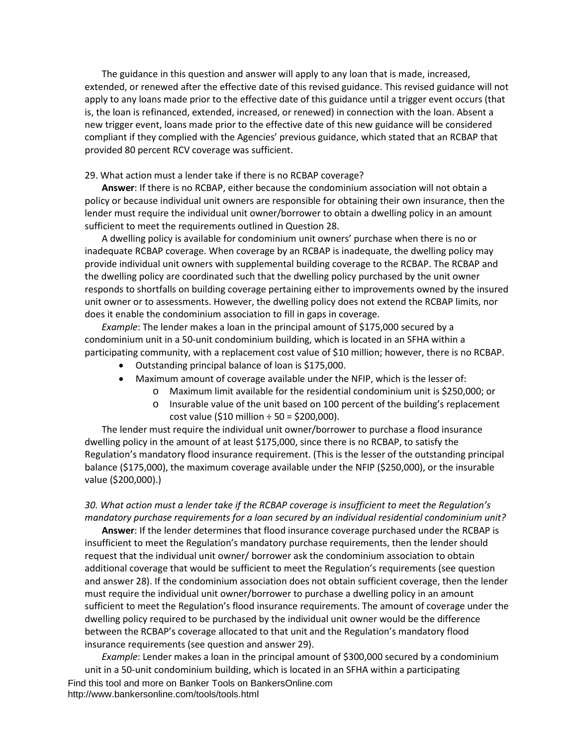The guidance in this question and answer will apply to any loan that is made, increased, extended, or renewed after the effective date of this revised guidance. This revised guidance will not apply to any loans made prior to the effective date of this guidance until a trigger event occurs (that is, the loan is refinanced, extended, increased, or renewed) in connection with the loan. Absent a new trigger event, loans made prior to the effective date of this new guidance will be considered compliant if they complied with the Agencies' previous guidance, which stated that an RCBAP that provided 80 percent RCV coverage was sufficient.

29. What action must a lender take if there is no RCBAP coverage?

**Answer**: If there is no RCBAP, either because the condominium association will not obtain a policy or because individual unit owners are responsible for obtaining their own insurance, then the lender must require the individual unit owner/borrower to obtain a dwelling policy in an amount sufficient to meet the requirements outlined in Question 28.

A dwelling policy is available for condominium unit owners' purchase when there is no or inadequate RCBAP coverage. When coverage by an RCBAP is inadequate, the dwelling policy may provide individual unit owners with supplemental building coverage to the RCBAP. The RCBAP and the dwelling policy are coordinated such that the dwelling policy purchased by the unit owner responds to shortfalls on building coverage pertaining either to improvements owned by the insured unit owner or to assessments. However, the dwelling policy does not extend the RCBAP limits, nor does it enable the condominium association to fill in gaps in coverage.

*Example*: The lender makes a loan in the principal amount of $175,000 secured by a condominium unit in a 50-unit condominium building, which is located in an SFHA within a participating community, with a replacement cost value of $10 million; however, there is no RCBAP.

- Outstanding principal balance of loan is $175,000.
- Maximum amount of coverage available under the NFIP, which is the lesser of:
  - Maximum limit available for the residential condominium unit is $250,000; or
  - Insurable value of the unit based on 100 percent of the building's replacement cost value ($10 million ÷ 50 = $200,000).

The lender must require the individual unit owner/borrower to purchase a flood insurance dwelling policy in the amount of at least $175,000, since there is no RCBAP, to satisfy the Regulation's mandatory flood insurance requirement. (This is the lesser of the outstanding principal balance ($175,000), the maximum coverage available under the NFIP ($250,000), or the insurable value ($200,000).)

*30. What action must a lender take if the RCBAP coverage is insufficient to meet the Regulation's mandatory purchase requirements for a loan secured by an individual residential condominium unit?*

**Answer**: If the lender determines that flood insurance coverage purchased under the RCBAP is insufficient to meet the Regulation's mandatory purchase requirements, then the lender should request that the individual unit owner/ borrower ask the condominium association to obtain additional coverage that would be sufficient to meet the Regulation's requirements (see question and answer 28). If the condominium association does not obtain sufficient coverage, then the lender must require the individual unit owner/borrower to purchase a dwelling policy in an amount sufficient to meet the Regulation's flood insurance requirements. The amount of coverage under the dwelling policy required to be purchased by the individual unit owner would be the difference between the RCBAP's coverage allocated to that unit and the Regulation's mandatory flood insurance requirements (see question and answer 29).

*Example*: Lender makes a loan in the principal amount of $300,000 secured by a condominium unit in a 50-unit condominium building, which is located in an SFHA within a participating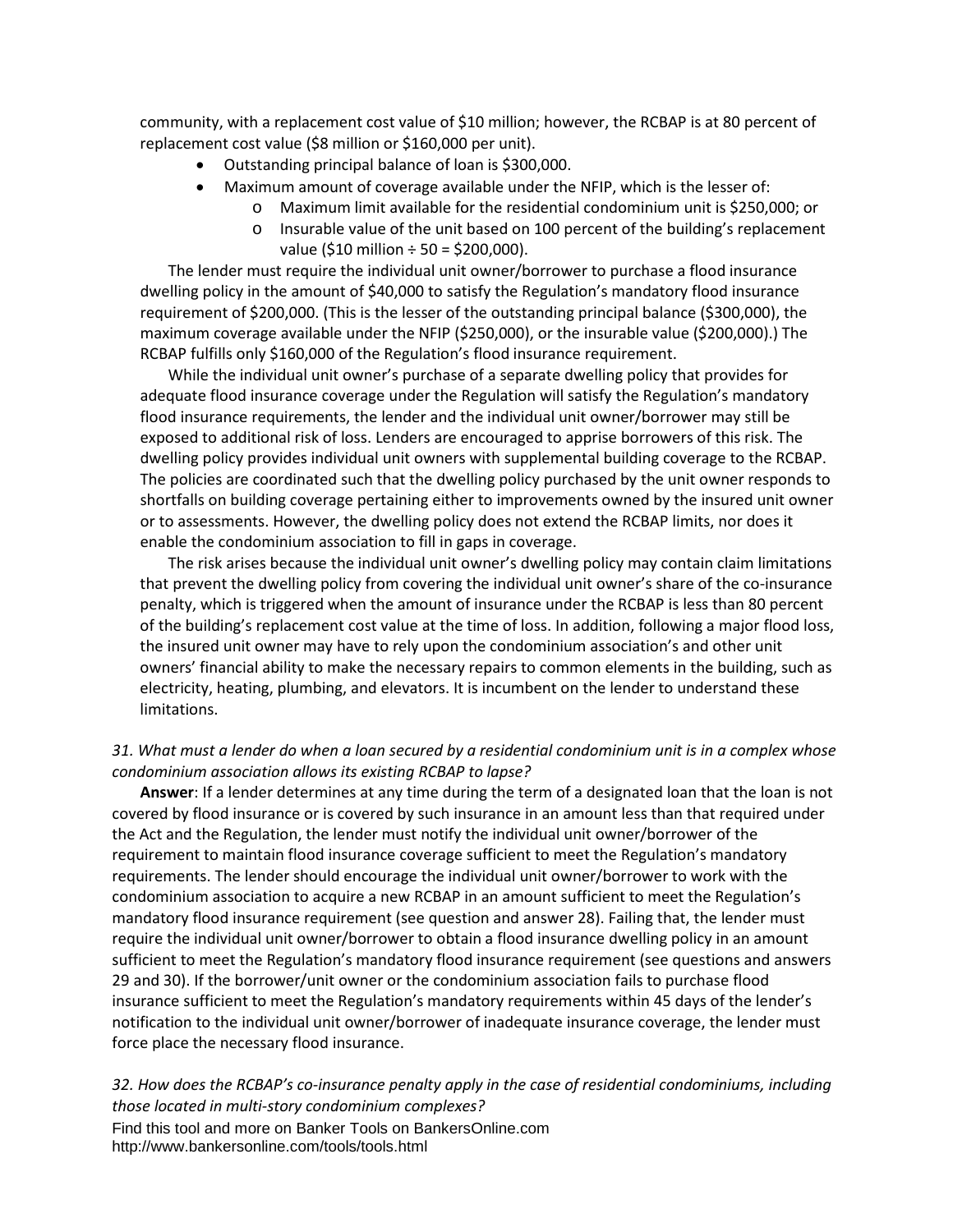community, with a replacement cost value of $10 million; however, the RCBAP is at 80 percent of replacement cost value ($8 million or $160,000 per unit).

- Outstanding principal balance of loan is $300,000.
- Maximum amount of coverage available under the NFIP, which is the lesser of:
  - Maximum limit available for the residential condominium unit is $250,000; or
  - Insurable value of the unit based on 100 percent of the building's replacement value ($10 million ÷ 50 = $200,000).

The lender must require the individual unit owner/borrower to purchase a flood insurance dwelling policy in the amount of $40,000 to satisfy the Regulation's mandatory flood insurance requirement of $200,000. (This is the lesser of the outstanding principal balance ($300,000), the maximum coverage available under the NFIP ($250,000), or the insurable value ($200,000).) The RCBAP fulfills only $160,000 of the Regulation's flood insurance requirement.

While the individual unit owner's purchase of a separate dwelling policy that provides for adequate flood insurance coverage under the Regulation will satisfy the Regulation's mandatory flood insurance requirements, the lender and the individual unit owner/borrower may still be exposed to additional risk of loss. Lenders are encouraged to apprise borrowers of this risk. The dwelling policy provides individual unit owners with supplemental building coverage to the RCBAP. The policies are coordinated such that the dwelling policy purchased by the unit owner responds to shortfalls on building coverage pertaining either to improvements owned by the insured unit owner or to assessments. However, the dwelling policy does not extend the RCBAP limits, nor does it enable the condominium association to fill in gaps in coverage.

The risk arises because the individual unit owner's dwelling policy may contain claim limitations that prevent the dwelling policy from covering the individual unit owner's share of the co-insurance penalty, which is triggered when the amount of insurance under the RCBAP is less than 80 percent of the building's replacement cost value at the time of loss. In addition, following a major flood loss, the insured unit owner may have to rely upon the condominium association's and other unit owners' financial ability to make the necessary repairs to common elements in the building, such as electricity, heating, plumbing, and elevators. It is incumbent on the lender to understand these limitations.

*31. What must a lender do when a loan secured by a residential condominium unit is in a complex whose condominium association allows its existing RCBAP to lapse?*

**Answer**: If a lender determines at any time during the term of a designated loan that the loan is not covered by flood insurance or is covered by such insurance in an amount less than that required under the Act and the Regulation, the lender must notify the individual unit owner/borrower of the requirement to maintain flood insurance coverage sufficient to meet the Regulation's mandatory requirements. The lender should encourage the individual unit owner/borrower to work with the condominium association to acquire a new RCBAP in an amount sufficient to meet the Regulation's mandatory flood insurance requirement (see question and answer 28). Failing that, the lender must require the individual unit owner/borrower to obtain a flood insurance dwelling policy in an amount sufficient to meet the Regulation's mandatory flood insurance requirement (see questions and answers 29 and 30). If the borrower/unit owner or the condominium association fails to purchase flood insurance sufficient to meet the Regulation's mandatory requirements within 45 days of the lender's notification to the individual unit owner/borrower of inadequate insurance coverage, the lender must force place the necessary flood insurance.

*32. How does the RCBAP's co-insurance penalty apply in the case of residential condominiums, including those located in multi-story condominium complexes?*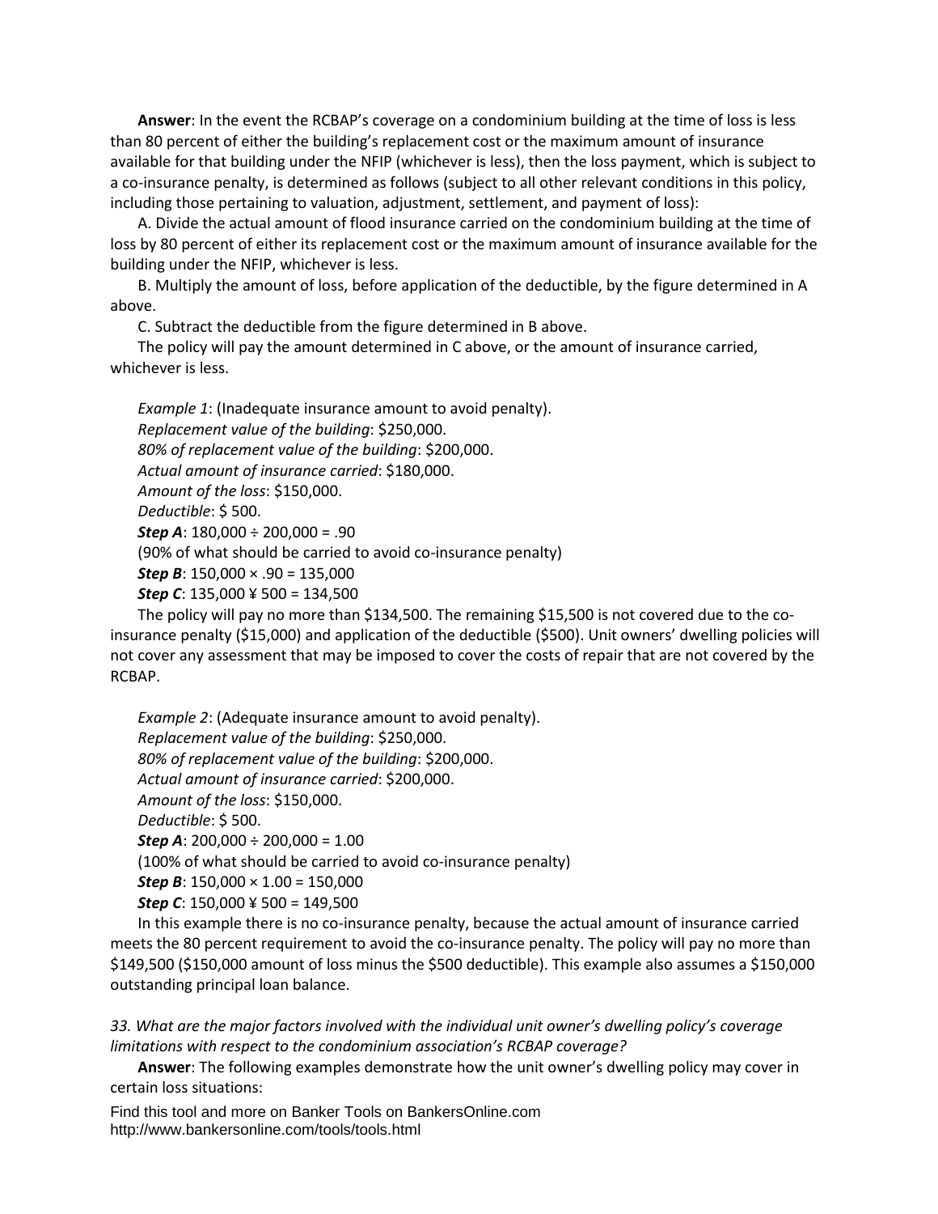**Answer**: In the event the RCBAP's coverage on a condominium building at the time of loss is less than 80 percent of either the building's replacement cost or the maximum amount of insurance available for that building under the NFIP (whichever is less), then the loss payment, which is subject to a co-insurance penalty, is determined as follows (subject to all other relevant conditions in this policy, including those pertaining to valuation, adjustment, settlement, and payment of loss):

A. Divide the actual amount of flood insurance carried on the condominium building at the time of loss by 80 percent of either its replacement cost or the maximum amount of insurance available for the building under the NFIP, whichever is less.

B. Multiply the amount of loss, before application of the deductible, by the figure determined in A above.

C. Subtract the deductible from the figure determined in B above.

The policy will pay the amount determined in C above, or the amount of insurance carried, whichever is less.

*Example 1*: (Inadequate insurance amount to avoid penalty).
*Replacement value of the building*: $250,000.
*80% of replacement value of the building*: $200,000.
*Actual amount of insurance carried*: $180,000.
*Amount of the loss*: $150,000.
*Deductible*: $ 500.
***Step A***: 180,000 ÷ 200,000 = .90
(90% of what should be carried to avoid co-insurance penalty)
***Step B***: 150,000 × .90 = 135,000
***Step C***: 135,000 ¥ 500 = 134,500

The policy will pay no more than $134,500. The remaining $15,500 is not covered due to the co-insurance penalty ($15,000) and application of the deductible ($500). Unit owners' dwelling policies will not cover any assessment that may be imposed to cover the costs of repair that are not covered by the RCBAP.

*Example 2*: (Adequate insurance amount to avoid penalty).
*Replacement value of the building*: $250,000.
*80% of replacement value of the building*: $200,000.
*Actual amount of insurance carried*: $200,000.
*Amount of the loss*: $150,000.
*Deductible*: $ 500.
***Step A***: 200,000 ÷ 200,000 = 1.00
(100% of what should be carried to avoid co-insurance penalty)
***Step B***: 150,000 × 1.00 = 150,000
***Step C***: 150,000 ¥ 500 = 149,500

In this example there is no co-insurance penalty, because the actual amount of insurance carried meets the 80 percent requirement to avoid the co-insurance penalty. The policy will pay no more than $149,500 ($150,000 amount of loss minus the $500 deductible). This example also assumes a $150,000 outstanding principal loan balance.

*33. What are the major factors involved with the individual unit owner's dwelling policy's coverage limitations with respect to the condominium association's RCBAP coverage?*

**Answer**: The following examples demonstrate how the unit owner's dwelling policy may cover in certain loss situations:

Find this tool and more on Banker Tools on BankersOnline.com
http://www.bankersonline.com/tools/tools.html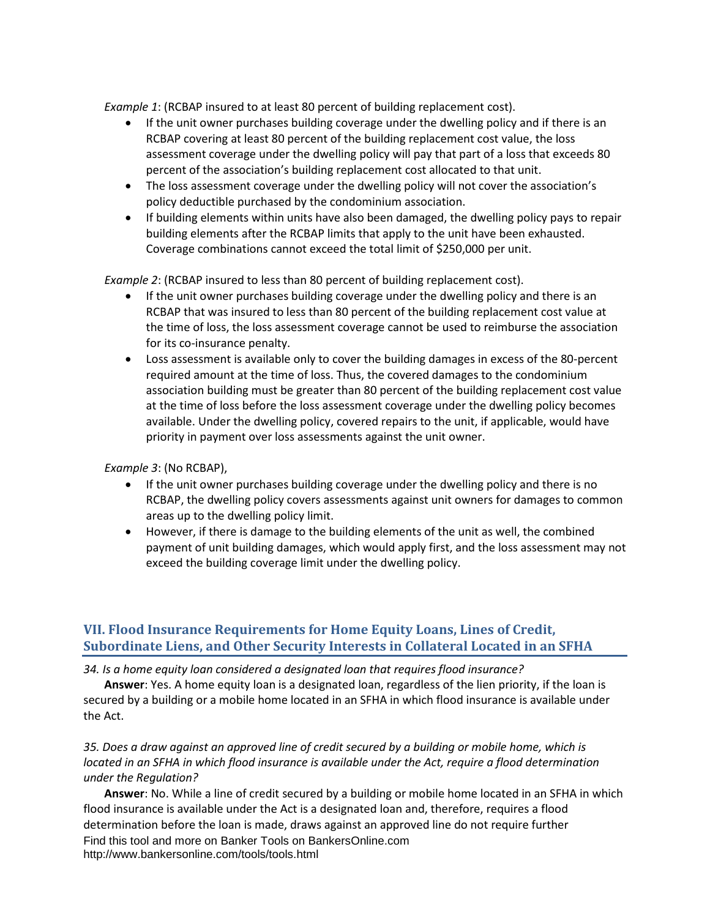*Example 1*: (RCBAP insured to at least 80 percent of building replacement cost).

- If the unit owner purchases building coverage under the dwelling policy and if there is an RCBAP covering at least 80 percent of the building replacement cost value, the loss assessment coverage under the dwelling policy will pay that part of a loss that exceeds 80 percent of the association's building replacement cost allocated to that unit.
- The loss assessment coverage under the dwelling policy will not cover the association's policy deductible purchased by the condominium association.
- If building elements within units have also been damaged, the dwelling policy pays to repair building elements after the RCBAP limits that apply to the unit have been exhausted. Coverage combinations cannot exceed the total limit of $250,000 per unit.

*Example 2*: (RCBAP insured to less than 80 percent of building replacement cost).

- If the unit owner purchases building coverage under the dwelling policy and there is an RCBAP that was insured to less than 80 percent of the building replacement cost value at the time of loss, the loss assessment coverage cannot be used to reimburse the association for its co-insurance penalty.
- Loss assessment is available only to cover the building damages in excess of the 80-percent required amount at the time of loss. Thus, the covered damages to the condominium association building must be greater than 80 percent of the building replacement cost value at the time of loss before the loss assessment coverage under the dwelling policy becomes available. Under the dwelling policy, covered repairs to the unit, if applicable, would have priority in payment over loss assessments against the unit owner.

*Example 3*: (No RCBAP),

- If the unit owner purchases building coverage under the dwelling policy and there is no RCBAP, the dwelling policy covers assessments against unit owners for damages to common areas up to the dwelling policy limit.
- However, if there is damage to the building elements of the unit as well, the combined payment of unit building damages, which would apply first, and the loss assessment may not exceed the building coverage limit under the dwelling policy.

## VII. Flood Insurance Requirements for Home Equity Loans, Lines of Credit, Subordinate Liens, and Other Security Interests in Collateral Located in an SFHA

*34. Is a home equity loan considered a designated loan that requires flood insurance?*

**Answer**: Yes. A home equity loan is a designated loan, regardless of the lien priority, if the loan is secured by a building or a mobile home located in an SFHA in which flood insurance is available under the Act.

*35. Does a draw against an approved line of credit secured by a building or mobile home, which is located in an SFHA in which flood insurance is available under the Act, require a flood determination under the Regulation?*

**Answer**: No. While a line of credit secured by a building or mobile home located in an SFHA in which flood insurance is available under the Act is a designated loan and, therefore, requires a flood determination before the loan is made, draws against an approved line do not require further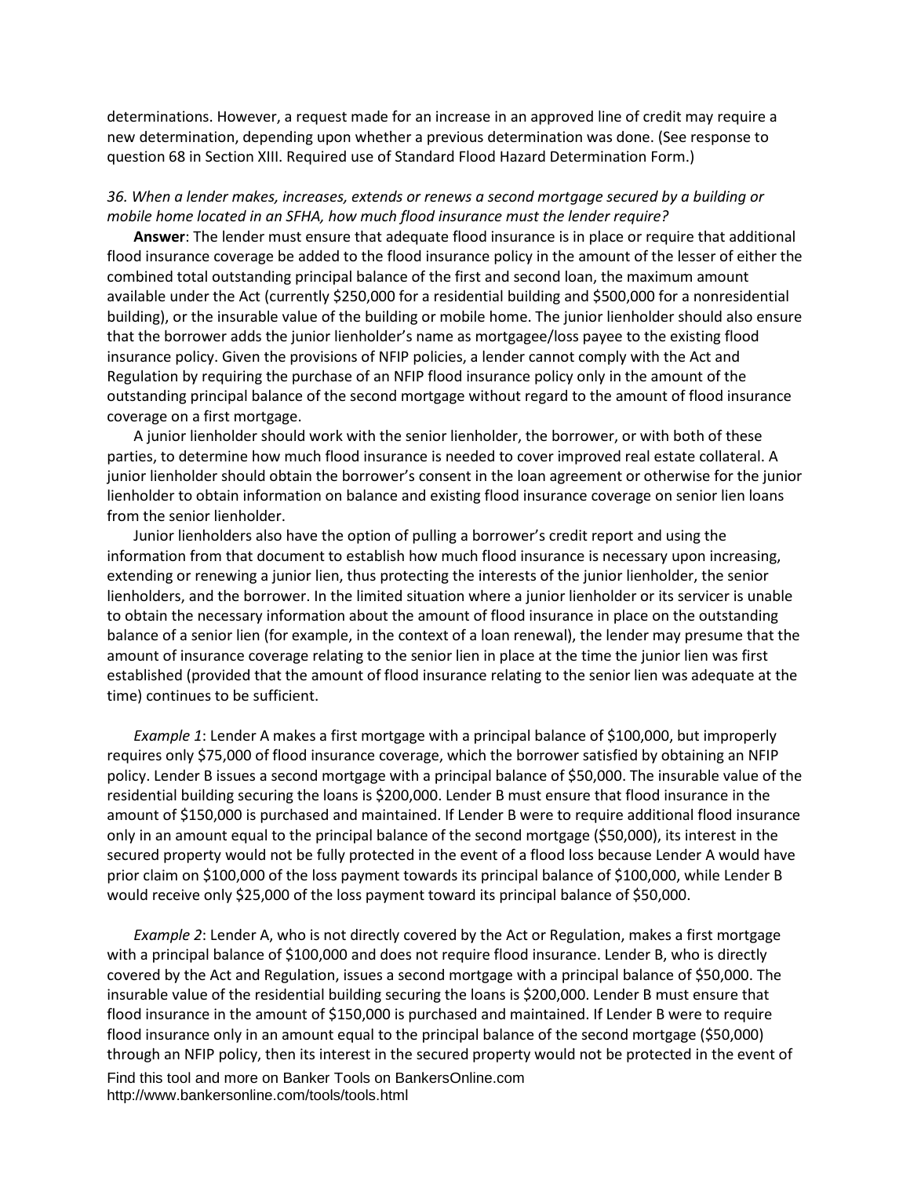determinations. However, a request made for an increase in an approved line of credit may require a new determination, depending upon whether a previous determination was done. (See response to question 68 in Section XIII. Required use of Standard Flood Hazard Determination Form.)

*36. When a lender makes, increases, extends or renews a second mortgage secured by a building or mobile home located in an SFHA, how much flood insurance must the lender require?*

**Answer**: The lender must ensure that adequate flood insurance is in place or require that additional flood insurance coverage be added to the flood insurance policy in the amount of the lesser of either the combined total outstanding principal balance of the first and second loan, the maximum amount available under the Act (currently $250,000 for a residential building and $500,000 for a nonresidential building), or the insurable value of the building or mobile home. The junior lienholder should also ensure that the borrower adds the junior lienholder's name as mortgagee/loss payee to the existing flood insurance policy. Given the provisions of NFIP policies, a lender cannot comply with the Act and Regulation by requiring the purchase of an NFIP flood insurance policy only in the amount of the outstanding principal balance of the second mortgage without regard to the amount of flood insurance coverage on a first mortgage.

A junior lienholder should work with the senior lienholder, the borrower, or with both of these parties, to determine how much flood insurance is needed to cover improved real estate collateral. A junior lienholder should obtain the borrower's consent in the loan agreement or otherwise for the junior lienholder to obtain information on balance and existing flood insurance coverage on senior lien loans from the senior lienholder.

Junior lienholders also have the option of pulling a borrower's credit report and using the information from that document to establish how much flood insurance is necessary upon increasing, extending or renewing a junior lien, thus protecting the interests of the junior lienholder, the senior lienholders, and the borrower. In the limited situation where a junior lienholder or its servicer is unable to obtain the necessary information about the amount of flood insurance in place on the outstanding balance of a senior lien (for example, in the context of a loan renewal), the lender may presume that the amount of insurance coverage relating to the senior lien in place at the time the junior lien was first established (provided that the amount of flood insurance relating to the senior lien was adequate at the time) continues to be sufficient.

*Example 1*: Lender A makes a first mortgage with a principal balance of $100,000, but improperly requires only $75,000 of flood insurance coverage, which the borrower satisfied by obtaining an NFIP policy. Lender B issues a second mortgage with a principal balance of $50,000. The insurable value of the residential building securing the loans is $200,000. Lender B must ensure that flood insurance in the amount of $150,000 is purchased and maintained. If Lender B were to require additional flood insurance only in an amount equal to the principal balance of the second mortgage ($50,000), its interest in the secured property would not be fully protected in the event of a flood loss because Lender A would have prior claim on $100,000 of the loss payment towards its principal balance of $100,000, while Lender B would receive only $25,000 of the loss payment toward its principal balance of $50,000.

*Example 2*: Lender A, who is not directly covered by the Act or Regulation, makes a first mortgage with a principal balance of $100,000 and does not require flood insurance. Lender B, who is directly covered by the Act and Regulation, issues a second mortgage with a principal balance of $50,000. The insurable value of the residential building securing the loans is $200,000. Lender B must ensure that flood insurance in the amount of $150,000 is purchased and maintained. If Lender B were to require flood insurance only in an amount equal to the principal balance of the second mortgage ($50,000) through an NFIP policy, then its interest in the secured property would not be protected in the event of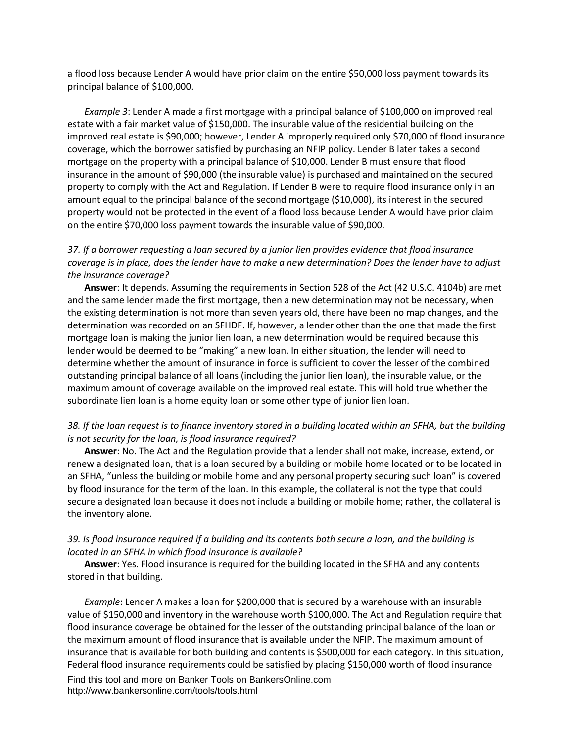a flood loss because Lender A would have prior claim on the entire $50,000 loss payment towards its principal balance of $100,000.

*Example 3*: Lender A made a first mortgage with a principal balance of $100,000 on improved real estate with a fair market value of $150,000. The insurable value of the residential building on the improved real estate is $90,000; however, Lender A improperly required only $70,000 of flood insurance coverage, which the borrower satisfied by purchasing an NFIP policy. Lender B later takes a second mortgage on the property with a principal balance of $10,000. Lender B must ensure that flood insurance in the amount of $90,000 (the insurable value) is purchased and maintained on the secured property to comply with the Act and Regulation. If Lender B were to require flood insurance only in an amount equal to the principal balance of the second mortgage ($10,000), its interest in the secured property would not be protected in the event of a flood loss because Lender A would have prior claim on the entire $70,000 loss payment towards the insurable value of $90,000.

*37. If a borrower requesting a loan secured by a junior lien provides evidence that flood insurance coverage is in place, does the lender have to make a new determination? Does the lender have to adjust the insurance coverage?*

**Answer**: It depends. Assuming the requirements in Section 528 of the Act (42 U.S.C. 4104b) are met and the same lender made the first mortgage, then a new determination may not be necessary, when the existing determination is not more than seven years old, there have been no map changes, and the determination was recorded on an SFHDF. If, however, a lender other than the one that made the first mortgage loan is making the junior lien loan, a new determination would be required because this lender would be deemed to be "making" a new loan. In either situation, the lender will need to determine whether the amount of insurance in force is sufficient to cover the lesser of the combined outstanding principal balance of all loans (including the junior lien loan), the insurable value, or the maximum amount of coverage available on the improved real estate. This will hold true whether the subordinate lien loan is a home equity loan or some other type of junior lien loan.

*38. If the loan request is to finance inventory stored in a building located within an SFHA, but the building is not security for the loan, is flood insurance required?*

**Answer**: No. The Act and the Regulation provide that a lender shall not make, increase, extend, or renew a designated loan, that is a loan secured by a building or mobile home located or to be located in an SFHA, "unless the building or mobile home and any personal property securing such loan" is covered by flood insurance for the term of the loan. In this example, the collateral is not the type that could secure a designated loan because it does not include a building or mobile home; rather, the collateral is the inventory alone.

*39. Is flood insurance required if a building and its contents both secure a loan, and the building is located in an SFHA in which flood insurance is available?*

**Answer**: Yes. Flood insurance is required for the building located in the SFHA and any contents stored in that building.

*Example*: Lender A makes a loan for $200,000 that is secured by a warehouse with an insurable value of $150,000 and inventory in the warehouse worth $100,000. The Act and Regulation require that flood insurance coverage be obtained for the lesser of the outstanding principal balance of the loan or the maximum amount of flood insurance that is available under the NFIP. The maximum amount of insurance that is available for both building and contents is $500,000 for each category. In this situation, Federal flood insurance requirements could be satisfied by placing $150,000 worth of flood insurance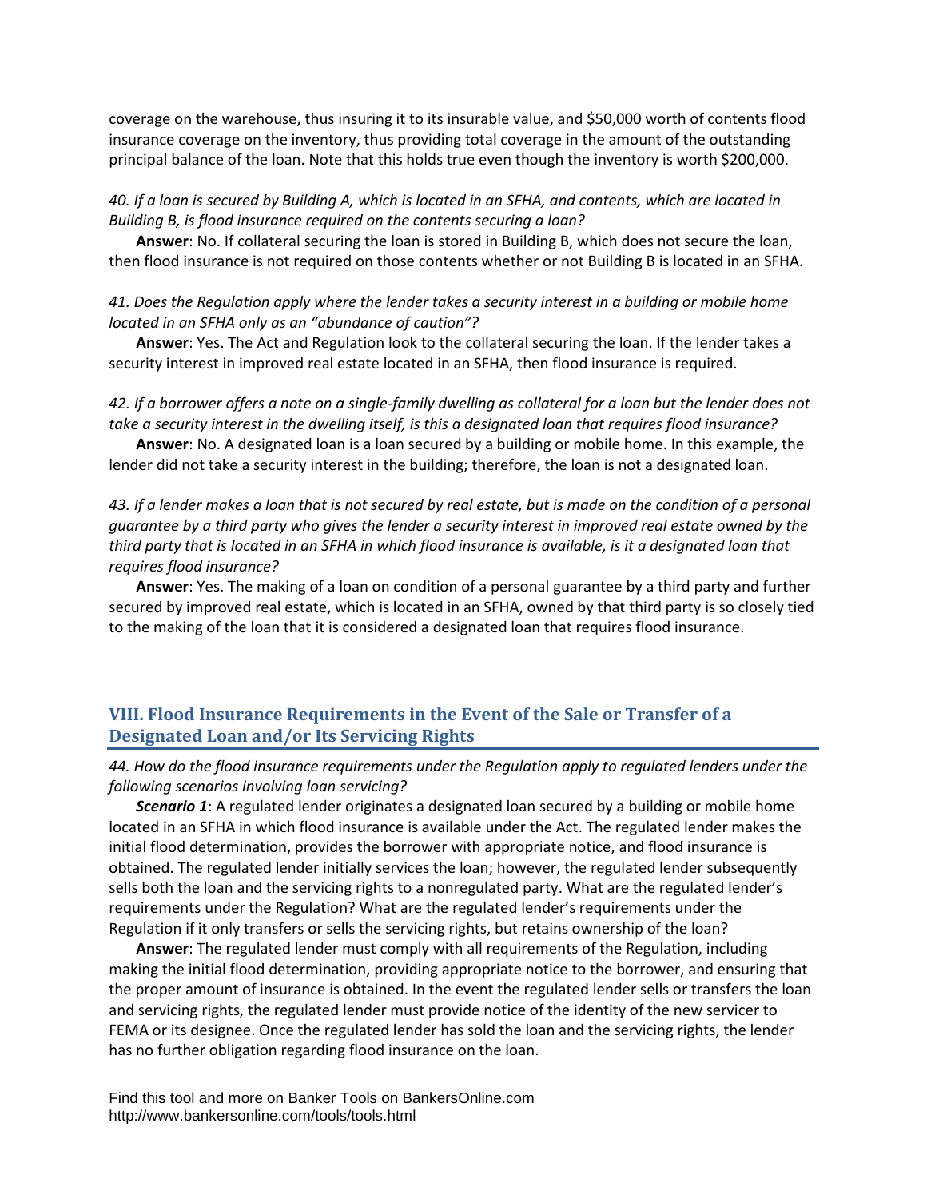coverage on the warehouse, thus insuring it to its insurable value, and $50,000 worth of contents flood insurance coverage on the inventory, thus providing total coverage in the amount of the outstanding principal balance of the loan. Note that this holds true even though the inventory is worth $200,000.

*40. If a loan is secured by Building A, which is located in an SFHA, and contents, which are located in Building B, is flood insurance required on the contents securing a loan?*

**Answer**: No. If collateral securing the loan is stored in Building B, which does not secure the loan, then flood insurance is not required on those contents whether or not Building B is located in an SFHA.

*41. Does the Regulation apply where the lender takes a security interest in a building or mobile home located in an SFHA only as an "abundance of caution"?*

**Answer**: Yes. The Act and Regulation look to the collateral securing the loan. If the lender takes a security interest in improved real estate located in an SFHA, then flood insurance is required.

*42. If a borrower offers a note on a single-family dwelling as collateral for a loan but the lender does not take a security interest in the dwelling itself, is this a designated loan that requires flood insurance?*

**Answer**: No. A designated loan is a loan secured by a building or mobile home. In this example, the lender did not take a security interest in the building; therefore, the loan is not a designated loan.

*43. If a lender makes a loan that is not secured by real estate, but is made on the condition of a personal guarantee by a third party who gives the lender a security interest in improved real estate owned by the third party that is located in an SFHA in which flood insurance is available, is it a designated loan that requires flood insurance?*

**Answer**: Yes. The making of a loan on condition of a personal guarantee by a third party and further secured by improved real estate, which is located in an SFHA, owned by that third party is so closely tied to the making of the loan that it is considered a designated loan that requires flood insurance.

## VIII. Flood Insurance Requirements in the Event of the Sale or Transfer of a Designated Loan and/or Its Servicing Rights

*44. How do the flood insurance requirements under the Regulation apply to regulated lenders under the following scenarios involving loan servicing?*

***Scenario 1***: A regulated lender originates a designated loan secured by a building or mobile home located in an SFHA in which flood insurance is available under the Act. The regulated lender makes the initial flood determination, provides the borrower with appropriate notice, and flood insurance is obtained. The regulated lender initially services the loan; however, the regulated lender subsequently sells both the loan and the servicing rights to a nonregulated party. What are the regulated lender's requirements under the Regulation? What are the regulated lender's requirements under the Regulation if it only transfers or sells the servicing rights, but retains ownership of the loan?

**Answer**: The regulated lender must comply with all requirements of the Regulation, including making the initial flood determination, providing appropriate notice to the borrower, and ensuring that the proper amount of insurance is obtained. In the event the regulated lender sells or transfers the loan and servicing rights, the regulated lender must provide notice of the identity of the new servicer to FEMA or its designee. Once the regulated lender has sold the loan and the servicing rights, the lender has no further obligation regarding flood insurance on the loan.

Find this tool and more on Banker Tools on BankersOnline.com
http://www.bankersonline.com/tools/tools.html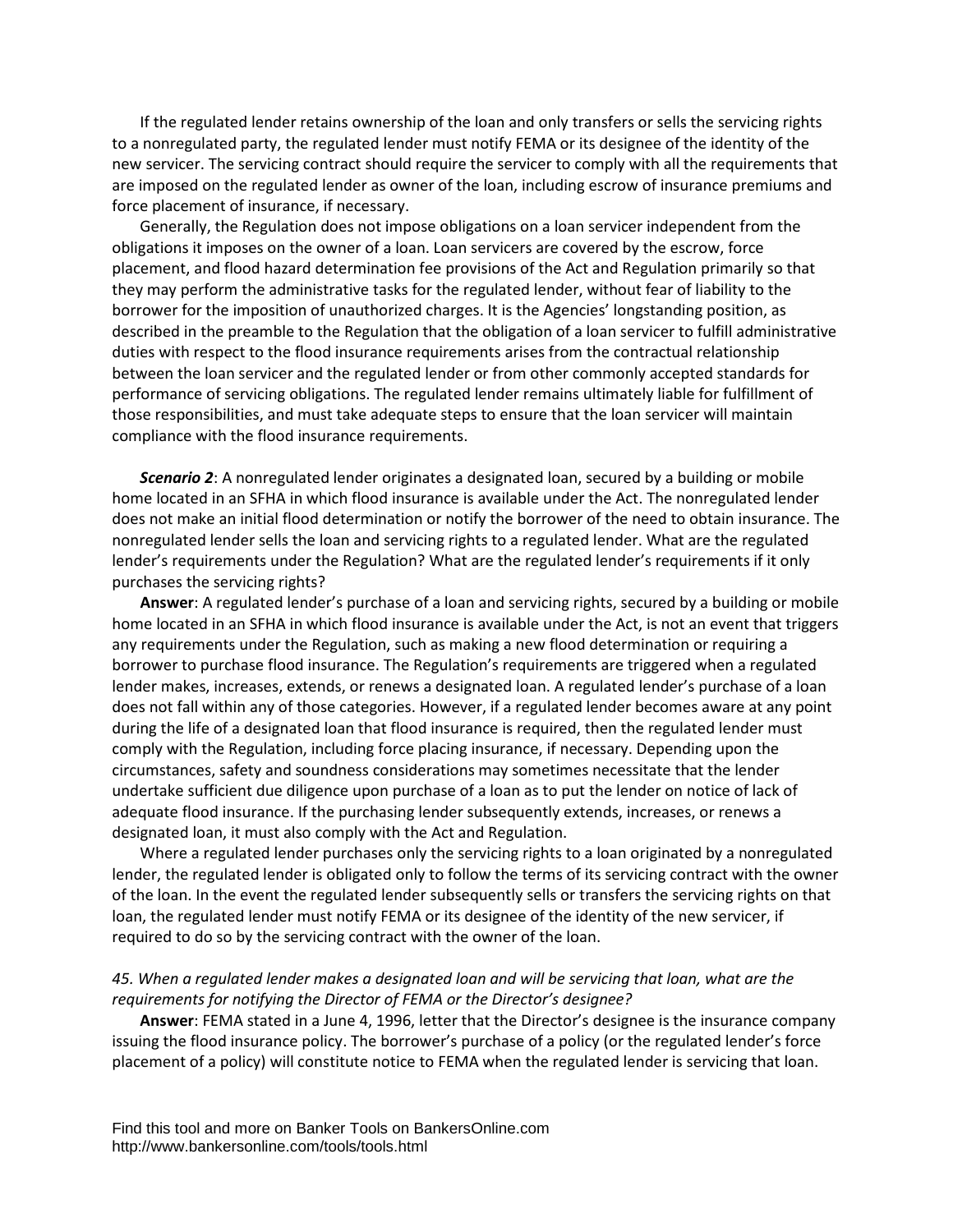If the regulated lender retains ownership of the loan and only transfers or sells the servicing rights to a nonregulated party, the regulated lender must notify FEMA or its designee of the identity of the new servicer. The servicing contract should require the servicer to comply with all the requirements that are imposed on the regulated lender as owner of the loan, including escrow of insurance premiums and force placement of insurance, if necessary.

Generally, the Regulation does not impose obligations on a loan servicer independent from the obligations it imposes on the owner of a loan. Loan servicers are covered by the escrow, force placement, and flood hazard determination fee provisions of the Act and Regulation primarily so that they may perform the administrative tasks for the regulated lender, without fear of liability to the borrower for the imposition of unauthorized charges. It is the Agencies' longstanding position, as described in the preamble to the Regulation that the obligation of a loan servicer to fulfill administrative duties with respect to the flood insurance requirements arises from the contractual relationship between the loan servicer and the regulated lender or from other commonly accepted standards for performance of servicing obligations. The regulated lender remains ultimately liable for fulfillment of those responsibilities, and must take adequate steps to ensure that the loan servicer will maintain compliance with the flood insurance requirements.

***Scenario 2***: A nonregulated lender originates a designated loan, secured by a building or mobile home located in an SFHA in which flood insurance is available under the Act. The nonregulated lender does not make an initial flood determination or notify the borrower of the need to obtain insurance. The nonregulated lender sells the loan and servicing rights to a regulated lender. What are the regulated lender's requirements under the Regulation? What are the regulated lender's requirements if it only purchases the servicing rights?

**Answer**: A regulated lender's purchase of a loan and servicing rights, secured by a building or mobile home located in an SFHA in which flood insurance is available under the Act, is not an event that triggers any requirements under the Regulation, such as making a new flood determination or requiring a borrower to purchase flood insurance. The Regulation's requirements are triggered when a regulated lender makes, increases, extends, or renews a designated loan. A regulated lender's purchase of a loan does not fall within any of those categories. However, if a regulated lender becomes aware at any point during the life of a designated loan that flood insurance is required, then the regulated lender must comply with the Regulation, including force placing insurance, if necessary. Depending upon the circumstances, safety and soundness considerations may sometimes necessitate that the lender undertake sufficient due diligence upon purchase of a loan as to put the lender on notice of lack of adequate flood insurance. If the purchasing lender subsequently extends, increases, or renews a designated loan, it must also comply with the Act and Regulation.

Where a regulated lender purchases only the servicing rights to a loan originated by a nonregulated lender, the regulated lender is obligated only to follow the terms of its servicing contract with the owner of the loan. In the event the regulated lender subsequently sells or transfers the servicing rights on that loan, the regulated lender must notify FEMA or its designee of the identity of the new servicer, if required to do so by the servicing contract with the owner of the loan.

*45. When a regulated lender makes a designated loan and will be servicing that loan, what are the requirements for notifying the Director of FEMA or the Director's designee?*

**Answer**: FEMA stated in a June 4, 1996, letter that the Director's designee is the insurance company issuing the flood insurance policy. The borrower's purchase of a policy (or the regulated lender's force placement of a policy) will constitute notice to FEMA when the regulated lender is servicing that loan.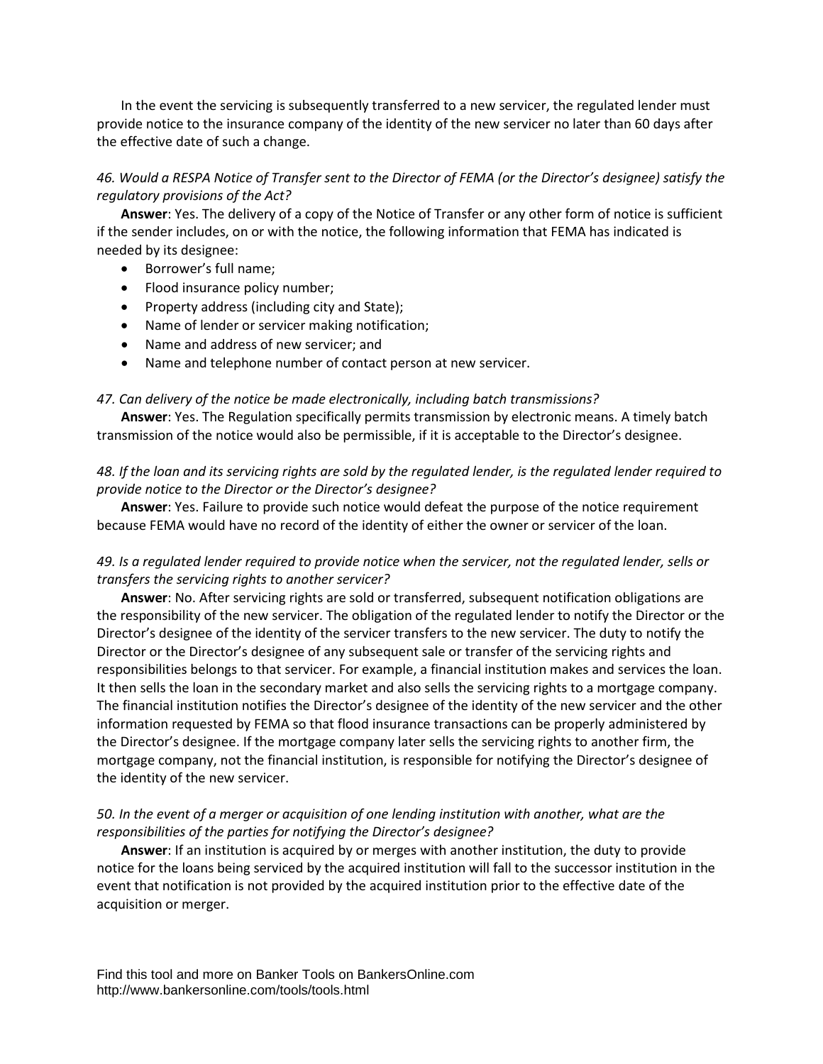In the event the servicing is subsequently transferred to a new servicer, the regulated lender must provide notice to the insurance company of the identity of the new servicer no later than 60 days after the effective date of such a change.

*46. Would a RESPA Notice of Transfer sent to the Director of FEMA (or the Director's designee) satisfy the regulatory provisions of the Act?*

**Answer**: Yes. The delivery of a copy of the Notice of Transfer or any other form of notice is sufficient if the sender includes, on or with the notice, the following information that FEMA has indicated is needed by its designee:

- Borrower's full name;
- Flood insurance policy number;
- Property address (including city and State);
- Name of lender or servicer making notification;
- Name and address of new servicer; and
- Name and telephone number of contact person at new servicer.

*47. Can delivery of the notice be made electronically, including batch transmissions?*

**Answer**: Yes. The Regulation specifically permits transmission by electronic means. A timely batch transmission of the notice would also be permissible, if it is acceptable to the Director's designee.

*48. If the loan and its servicing rights are sold by the regulated lender, is the regulated lender required to provide notice to the Director or the Director's designee?*

**Answer**: Yes. Failure to provide such notice would defeat the purpose of the notice requirement because FEMA would have no record of the identity of either the owner or servicer of the loan.

*49. Is a regulated lender required to provide notice when the servicer, not the regulated lender, sells or transfers the servicing rights to another servicer?*

**Answer**: No. After servicing rights are sold or transferred, subsequent notification obligations are the responsibility of the new servicer. The obligation of the regulated lender to notify the Director or the Director's designee of the identity of the servicer transfers to the new servicer. The duty to notify the Director or the Director's designee of any subsequent sale or transfer of the servicing rights and responsibilities belongs to that servicer. For example, a financial institution makes and services the loan. It then sells the loan in the secondary market and also sells the servicing rights to a mortgage company. The financial institution notifies the Director's designee of the identity of the new servicer and the other information requested by FEMA so that flood insurance transactions can be properly administered by the Director's designee. If the mortgage company later sells the servicing rights to another firm, the mortgage company, not the financial institution, is responsible for notifying the Director's designee of the identity of the new servicer.

*50. In the event of a merger or acquisition of one lending institution with another, what are the responsibilities of the parties for notifying the Director's designee?*

**Answer**: If an institution is acquired by or merges with another institution, the duty to provide notice for the loans being serviced by the acquired institution will fall to the successor institution in the event that notification is not provided by the acquired institution prior to the effective date of the acquisition or merger.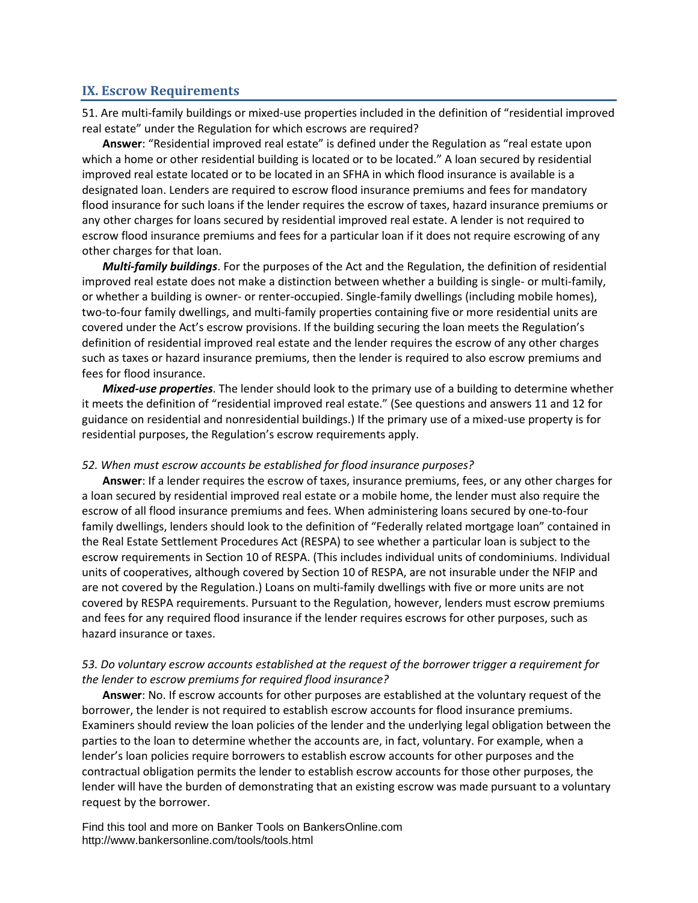## IX. Escrow Requirements

51. Are multi-family buildings or mixed-use properties included in the definition of "residential improved real estate" under the Regulation for which escrows are required?

**Answer**: "Residential improved real estate" is defined under the Regulation as "real estate upon which a home or other residential building is located or to be located." A loan secured by residential improved real estate located or to be located in an SFHA in which flood insurance is available is a designated loan. Lenders are required to escrow flood insurance premiums and fees for mandatory flood insurance for such loans if the lender requires the escrow of taxes, hazard insurance premiums or any other charges for loans secured by residential improved real estate. A lender is not required to escrow flood insurance premiums and fees for a particular loan if it does not require escrowing of any other charges for that loan.

***Multi-family buildings***. For the purposes of the Act and the Regulation, the definition of residential improved real estate does not make a distinction between whether a building is single- or multi-family, or whether a building is owner- or renter-occupied. Single-family dwellings (including mobile homes), two-to-four family dwellings, and multi-family properties containing five or more residential units are covered under the Act's escrow provisions. If the building securing the loan meets the Regulation's definition of residential improved real estate and the lender requires the escrow of any other charges such as taxes or hazard insurance premiums, then the lender is required to also escrow premiums and fees for flood insurance.

***Mixed-use properties***. The lender should look to the primary use of a building to determine whether it meets the definition of "residential improved real estate." (See questions and answers 11 and 12 for guidance on residential and nonresidential buildings.) If the primary use of a mixed-use property is for residential purposes, the Regulation's escrow requirements apply.

*52. When must escrow accounts be established for flood insurance purposes?*

**Answer**: If a lender requires the escrow of taxes, insurance premiums, fees, or any other charges for a loan secured by residential improved real estate or a mobile home, the lender must also require the escrow of all flood insurance premiums and fees. When administering loans secured by one-to-four family dwellings, lenders should look to the definition of "Federally related mortgage loan" contained in the Real Estate Settlement Procedures Act (RESPA) to see whether a particular loan is subject to the escrow requirements in Section 10 of RESPA. (This includes individual units of condominiums. Individual units of cooperatives, although covered by Section 10 of RESPA, are not insurable under the NFIP and are not covered by the Regulation.) Loans on multi-family dwellings with five or more units are not covered by RESPA requirements. Pursuant to the Regulation, however, lenders must escrow premiums and fees for any required flood insurance if the lender requires escrows for other purposes, such as hazard insurance or taxes.

*53. Do voluntary escrow accounts established at the request of the borrower trigger a requirement for the lender to escrow premiums for required flood insurance?*

**Answer**: No. If escrow accounts for other purposes are established at the voluntary request of the borrower, the lender is not required to establish escrow accounts for flood insurance premiums. Examiners should review the loan policies of the lender and the underlying legal obligation between the parties to the loan to determine whether the accounts are, in fact, voluntary. For example, when a lender's loan policies require borrowers to establish escrow accounts for other purposes and the contractual obligation permits the lender to establish escrow accounts for those other purposes, the lender will have the burden of demonstrating that an existing escrow was made pursuant to a voluntary request by the borrower.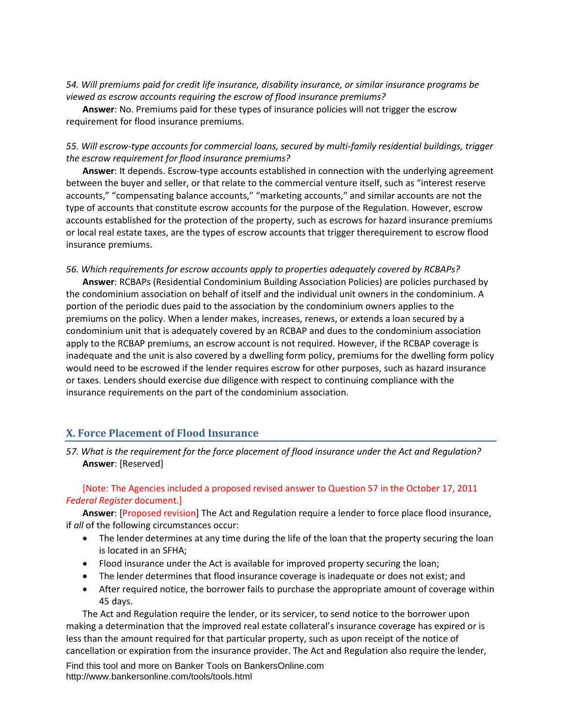*54. Will premiums paid for credit life insurance, disability insurance, or similar insurance programs be viewed as escrow accounts requiring the escrow of flood insurance premiums?*

**Answer**: No. Premiums paid for these types of insurance policies will not trigger the escrow requirement for flood insurance premiums.

*55. Will escrow-type accounts for commercial loans, secured by multi-family residential buildings, trigger the escrow requirement for flood insurance premiums?*

**Answer**: It depends. Escrow-type accounts established in connection with the underlying agreement between the buyer and seller, or that relate to the commercial venture itself, such as "interest reserve accounts," "compensating balance accounts," "marketing accounts," and similar accounts are not the type of accounts that constitute escrow accounts for the purpose of the Regulation. However, escrow accounts established for the protection of the property, such as escrows for hazard insurance premiums or local real estate taxes, are the types of escrow accounts that trigger therequirement to escrow flood insurance premiums.

*56. Which requirements for escrow accounts apply to properties adequately covered by RCBAPs?*

**Answer**: RCBAPs (Residential Condominium Building Association Policies) are policies purchased by the condominium association on behalf of itself and the individual unit owners in the condominium. A portion of the periodic dues paid to the association by the condominium owners applies to the premiums on the policy. When a lender makes, increases, renews, or extends a loan secured by a condominium unit that is adequately covered by an RCBAP and dues to the condominium association apply to the RCBAP premiums, an escrow account is not required. However, if the RCBAP coverage is inadequate and the unit is also covered by a dwelling form policy, premiums for the dwelling form policy would need to be escrowed if the lender requires escrow for other purposes, such as hazard insurance or taxes. Lenders should exercise due diligence with respect to continuing compliance with the insurance requirements on the part of the condominium association.

## X. Force Placement of Flood Insurance

*57. What is the requirement for the force placement of flood insurance under the Act and Regulation?*

**Answer**: [Reserved]

[Note: The Agencies included a proposed revised answer to Question 57 in the October 17, 2011 *Federal Register* document.]

**Answer**: [Proposed revision] The Act and Regulation require a lender to force place flood insurance, if *all* of the following circumstances occur:

- The lender determines at any time during the life of the loan that the property securing the loan is located in an SFHA;
- Flood insurance under the Act is available for improved property securing the loan;
- The lender determines that flood insurance coverage is inadequate or does not exist; and
- After required notice, the borrower fails to purchase the appropriate amount of coverage within 45 days.

The Act and Regulation require the lender, or its servicer, to send notice to the borrower upon making a determination that the improved real estate collateral's insurance coverage has expired or is less than the amount required for that particular property, such as upon receipt of the notice of cancellation or expiration from the insurance provider. The Act and Regulation also require the lender,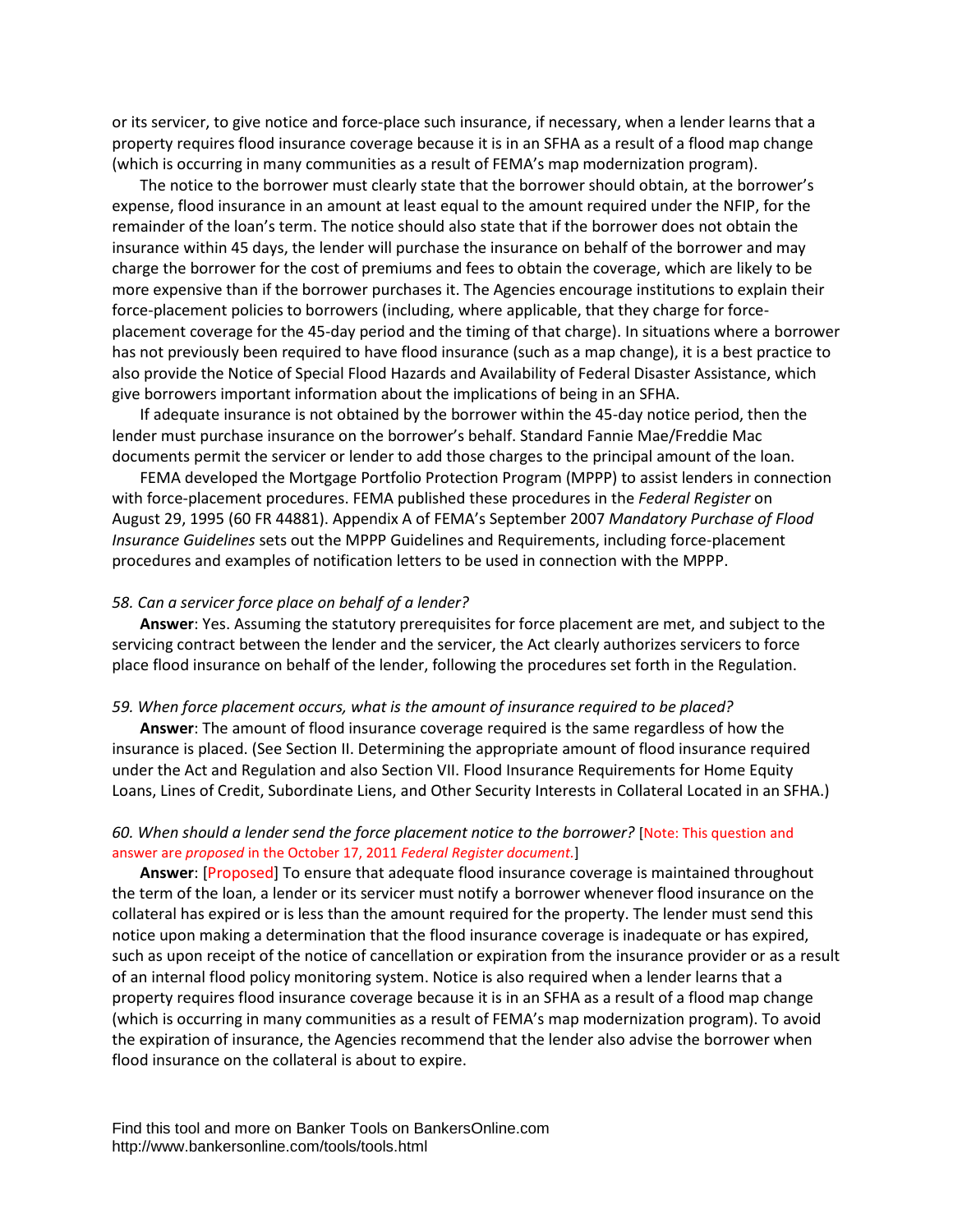or its servicer, to give notice and force-place such insurance, if necessary, when a lender learns that a property requires flood insurance coverage because it is in an SFHA as a result of a flood map change (which is occurring in many communities as a result of FEMA's map modernization program).

The notice to the borrower must clearly state that the borrower should obtain, at the borrower's expense, flood insurance in an amount at least equal to the amount required under the NFIP, for the remainder of the loan's term. The notice should also state that if the borrower does not obtain the insurance within 45 days, the lender will purchase the insurance on behalf of the borrower and may charge the borrower for the cost of premiums and fees to obtain the coverage, which are likely to be more expensive than if the borrower purchases it. The Agencies encourage institutions to explain their force-placement policies to borrowers (including, where applicable, that they charge for force-placement coverage for the 45-day period and the timing of that charge). In situations where a borrower has not previously been required to have flood insurance (such as a map change), it is a best practice to also provide the Notice of Special Flood Hazards and Availability of Federal Disaster Assistance, which give borrowers important information about the implications of being in an SFHA.

If adequate insurance is not obtained by the borrower within the 45-day notice period, then the lender must purchase insurance on the borrower's behalf. Standard Fannie Mae/Freddie Mac documents permit the servicer or lender to add those charges to the principal amount of the loan.

FEMA developed the Mortgage Portfolio Protection Program (MPPP) to assist lenders in connection with force-placement procedures. FEMA published these procedures in the *Federal Register* on August 29, 1995 (60 FR 44881). Appendix A of FEMA's September 2007 *Mandatory Purchase of Flood Insurance Guidelines* sets out the MPPP Guidelines and Requirements, including force-placement procedures and examples of notification letters to be used in connection with the MPPP.

*58. Can a servicer force place on behalf of a lender?*

**Answer**: Yes. Assuming the statutory prerequisites for force placement are met, and subject to the servicing contract between the lender and the servicer, the Act clearly authorizes servicers to force place flood insurance on behalf of the lender, following the procedures set forth in the Regulation.

*59. When force placement occurs, what is the amount of insurance required to be placed?*

**Answer**: The amount of flood insurance coverage required is the same regardless of how the insurance is placed. (See Section II. Determining the appropriate amount of flood insurance required under the Act and Regulation and also Section VII. Flood Insurance Requirements for Home Equity Loans, Lines of Credit, Subordinate Liens, and Other Security Interests in Collateral Located in an SFHA.)

*60. When should a lender send the force placement notice to the borrower?* [Note: This question and answer are *proposed* in the October 17, 2011 *Federal Register document.*]

**Answer**: [Proposed] To ensure that adequate flood insurance coverage is maintained throughout the term of the loan, a lender or its servicer must notify a borrower whenever flood insurance on the collateral has expired or is less than the amount required for the property. The lender must send this notice upon making a determination that the flood insurance coverage is inadequate or has expired, such as upon receipt of the notice of cancellation or expiration from the insurance provider or as a result of an internal flood policy monitoring system. Notice is also required when a lender learns that a property requires flood insurance coverage because it is in an SFHA as a result of a flood map change (which is occurring in many communities as a result of FEMA's map modernization program). To avoid the expiration of insurance, the Agencies recommend that the lender also advise the borrower when flood insurance on the collateral is about to expire.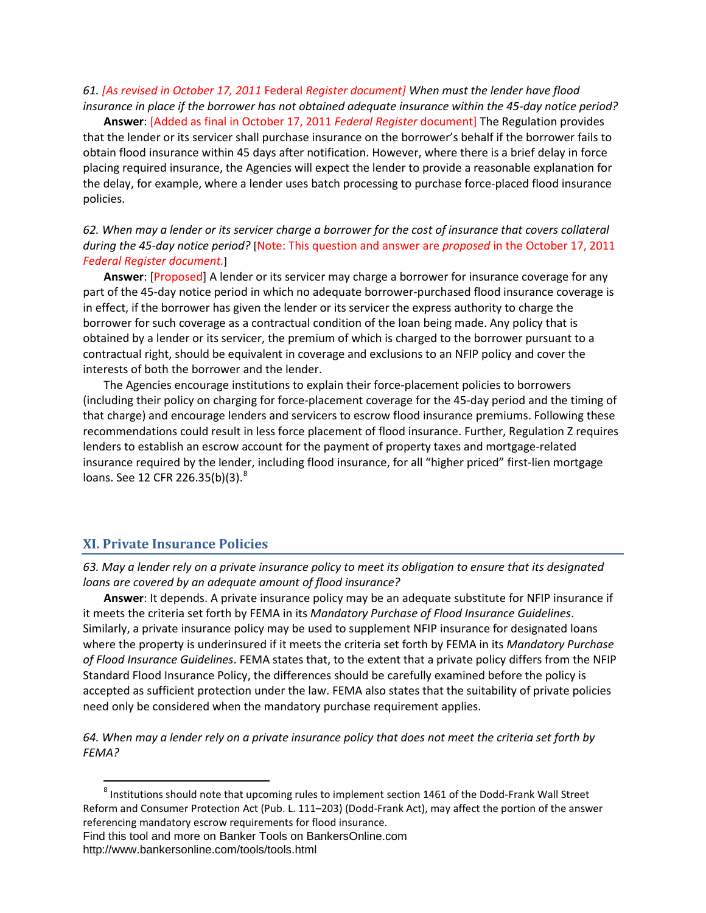*61. [As revised in October 17, 2011 Federal Register document] When must the lender have flood insurance in place if the borrower has not obtained adequate insurance within the 45-day notice period?*

**Answer**: [Added as final in October 17, 2011 *Federal Register* document] The Regulation provides that the lender or its servicer shall purchase insurance on the borrower's behalf if the borrower fails to obtain flood insurance within 45 days after notification. However, where there is a brief delay in force placing required insurance, the Agencies will expect the lender to provide a reasonable explanation for the delay, for example, where a lender uses batch processing to purchase force-placed flood insurance policies.

*62. When may a lender or its servicer charge a borrower for the cost of insurance that covers collateral during the 45-day notice period?* [Note: This question and answer are *proposed* in the October 17, 2011 *Federal Register document.*]

**Answer**: [Proposed] A lender or its servicer may charge a borrower for insurance coverage for any part of the 45-day notice period in which no adequate borrower-purchased flood insurance coverage is in effect, if the borrower has given the lender or its servicer the express authority to charge the borrower for such coverage as a contractual condition of the loan being made. Any policy that is obtained by a lender or its servicer, the premium of which is charged to the borrower pursuant to a contractual right, should be equivalent in coverage and exclusions to an NFIP policy and cover the interests of both the borrower and the lender.

The Agencies encourage institutions to explain their force-placement policies to borrowers (including their policy on charging for force-placement coverage for the 45-day period and the timing of that charge) and encourage lenders and servicers to escrow flood insurance premiums. Following these recommendations could result in less force placement of flood insurance. Further, Regulation Z requires lenders to establish an escrow account for the payment of property taxes and mortgage-related insurance required by the lender, including flood insurance, for all "higher priced" first-lien mortgage loans. See 12 CFR 226.35(b)(3).[8]

## XI. Private Insurance Policies

*63. May a lender rely on a private insurance policy to meet its obligation to ensure that its designated loans are covered by an adequate amount of flood insurance?*

**Answer**: It depends. A private insurance policy may be an adequate substitute for NFIP insurance if it meets the criteria set forth by FEMA in its *Mandatory Purchase of Flood Insurance Guidelines*. Similarly, a private insurance policy may be used to supplement NFIP insurance for designated loans where the property is underinsured if it meets the criteria set forth by FEMA in its *Mandatory Purchase of Flood Insurance Guidelines*. FEMA states that, to the extent that a private policy differs from the NFIP Standard Flood Insurance Policy, the differences should be carefully examined before the policy is accepted as sufficient protection under the law. FEMA also states that the suitability of private policies need only be considered when the mandatory purchase requirement applies.

*64. When may a lender rely on a private insurance policy that does not meet the criteria set forth by FEMA?*

---

[8] Institutions should note that upcoming rules to implement section 1461 of the Dodd-Frank Wall Street Reform and Consumer Protection Act (Pub. L. 111–203) (Dodd-Frank Act), may affect the portion of the answer referencing mandatory escrow requirements for flood insurance.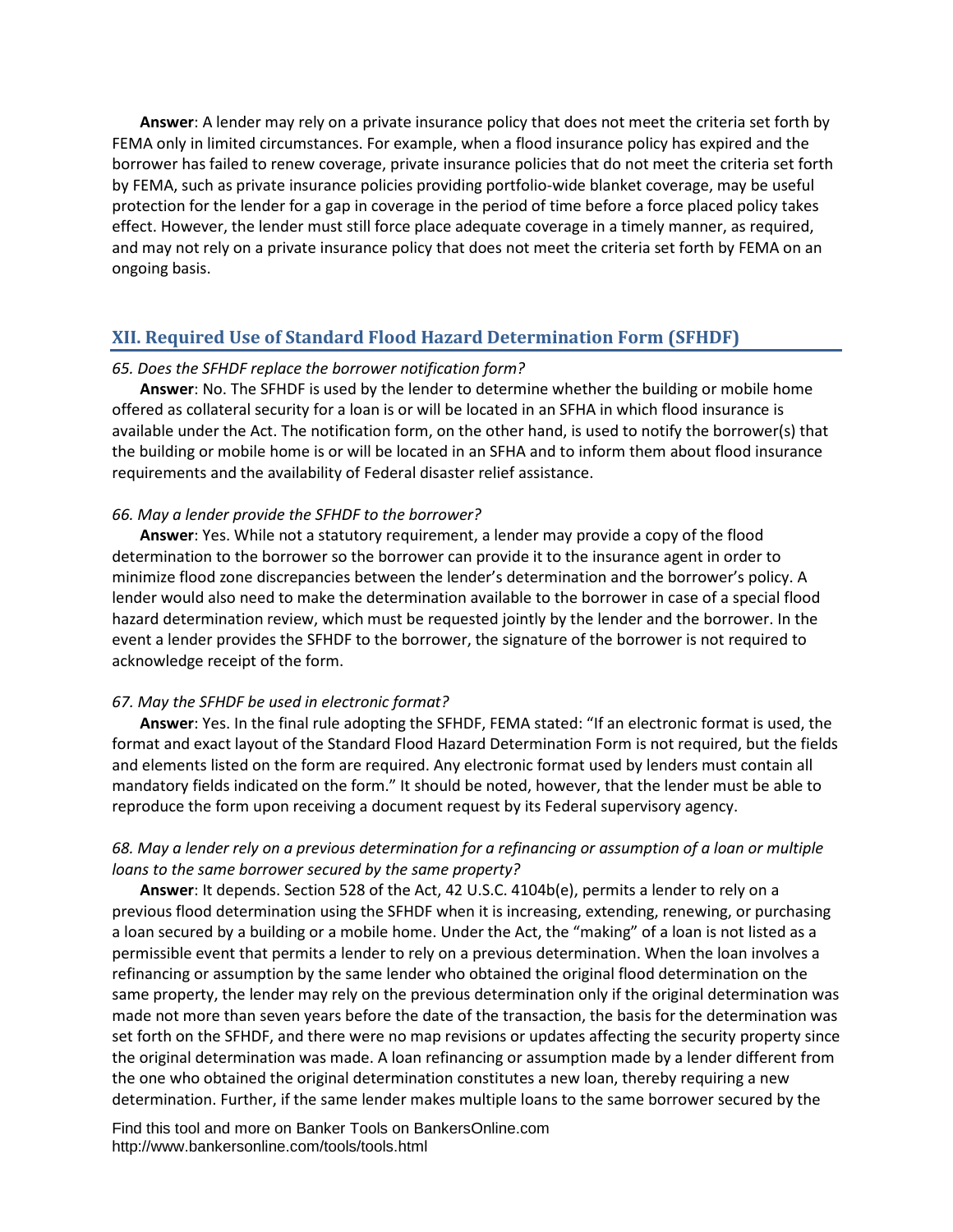**Answer**: A lender may rely on a private insurance policy that does not meet the criteria set forth by FEMA only in limited circumstances. For example, when a flood insurance policy has expired and the borrower has failed to renew coverage, private insurance policies that do not meet the criteria set forth by FEMA, such as private insurance policies providing portfolio-wide blanket coverage, may be useful protection for the lender for a gap in coverage in the period of time before a force placed policy takes effect. However, the lender must still force place adequate coverage in a timely manner, as required, and may not rely on a private insurance policy that does not meet the criteria set forth by FEMA on an ongoing basis.

## XII. Required Use of Standard Flood Hazard Determination Form (SFHDF)

*65. Does the SFHDF replace the borrower notification form?*

**Answer**: No. The SFHDF is used by the lender to determine whether the building or mobile home offered as collateral security for a loan is or will be located in an SFHA in which flood insurance is available under the Act. The notification form, on the other hand, is used to notify the borrower(s) that the building or mobile home is or will be located in an SFHA and to inform them about flood insurance requirements and the availability of Federal disaster relief assistance.

*66. May a lender provide the SFHDF to the borrower?*

**Answer**: Yes. While not a statutory requirement, a lender may provide a copy of the flood determination to the borrower so the borrower can provide it to the insurance agent in order to minimize flood zone discrepancies between the lender's determination and the borrower's policy. A lender would also need to make the determination available to the borrower in case of a special flood hazard determination review, which must be requested jointly by the lender and the borrower. In the event a lender provides the SFHDF to the borrower, the signature of the borrower is not required to acknowledge receipt of the form.

*67. May the SFHDF be used in electronic format?*

**Answer**: Yes. In the final rule adopting the SFHDF, FEMA stated: "If an electronic format is used, the format and exact layout of the Standard Flood Hazard Determination Form is not required, but the fields and elements listed on the form are required. Any electronic format used by lenders must contain all mandatory fields indicated on the form." It should be noted, however, that the lender must be able to reproduce the form upon receiving a document request by its Federal supervisory agency.

*68. May a lender rely on a previous determination for a refinancing or assumption of a loan or multiple loans to the same borrower secured by the same property?*

**Answer**: It depends. Section 528 of the Act, 42 U.S.C. 4104b(e), permits a lender to rely on a previous flood determination using the SFHDF when it is increasing, extending, renewing, or purchasing a loan secured by a building or a mobile home. Under the Act, the "making" of a loan is not listed as a permissible event that permits a lender to rely on a previous determination. When the loan involves a refinancing or assumption by the same lender who obtained the original flood determination on the same property, the lender may rely on the previous determination only if the original determination was made not more than seven years before the date of the transaction, the basis for the determination was set forth on the SFHDF, and there were no map revisions or updates affecting the security property since the original determination was made. A loan refinancing or assumption made by a lender different from the one who obtained the original determination constitutes a new loan, thereby requiring a new determination. Further, if the same lender makes multiple loans to the same borrower secured by the

Find this tool and more on Banker Tools on BankersOnline.com
http://www.bankersonline.com/tools/tools.html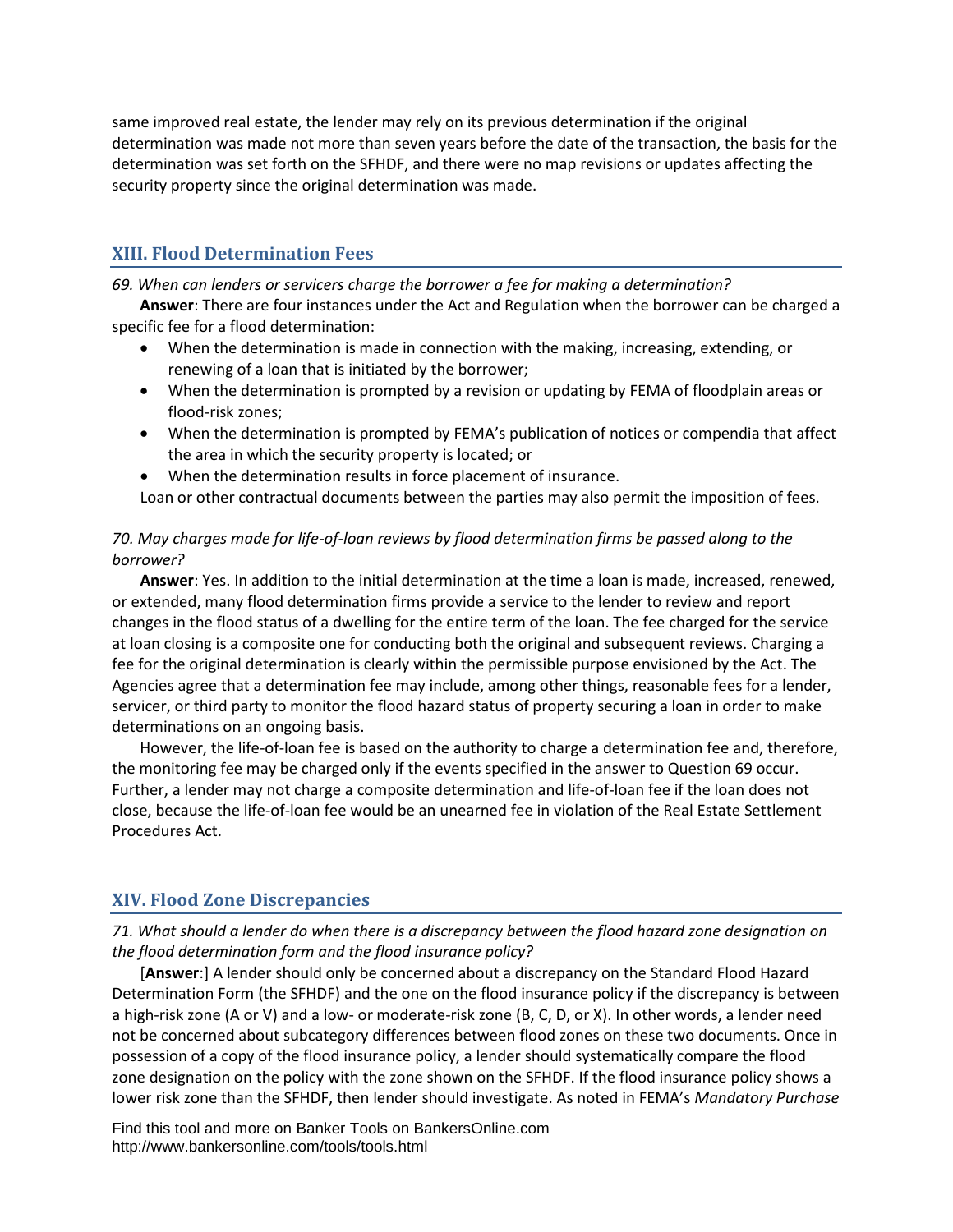same improved real estate, the lender may rely on its previous determination if the original determination was made not more than seven years before the date of the transaction, the basis for the determination was set forth on the SFHDF, and there were no map revisions or updates affecting the security property since the original determination was made.

## XIII. Flood Determination Fees

*69. When can lenders or servicers charge the borrower a fee for making a determination?*

**Answer**: There are four instances under the Act and Regulation when the borrower can be charged a specific fee for a flood determination:

- When the determination is made in connection with the making, increasing, extending, or renewing of a loan that is initiated by the borrower;
- When the determination is prompted by a revision or updating by FEMA of floodplain areas or flood-risk zones;
- When the determination is prompted by FEMA's publication of notices or compendia that affect the area in which the security property is located; or
- When the determination results in force placement of insurance.

Loan or other contractual documents between the parties may also permit the imposition of fees.

*70. May charges made for life-of-loan reviews by flood determination firms be passed along to the borrower?*

**Answer**: Yes. In addition to the initial determination at the time a loan is made, increased, renewed, or extended, many flood determination firms provide a service to the lender to review and report changes in the flood status of a dwelling for the entire term of the loan. The fee charged for the service at loan closing is a composite one for conducting both the original and subsequent reviews. Charging a fee for the original determination is clearly within the permissible purpose envisioned by the Act. The Agencies agree that a determination fee may include, among other things, reasonable fees for a lender, servicer, or third party to monitor the flood hazard status of property securing a loan in order to make determinations on an ongoing basis.

However, the life-of-loan fee is based on the authority to charge a determination fee and, therefore, the monitoring fee may be charged only if the events specified in the answer to Question 69 occur. Further, a lender may not charge a composite determination and life-of-loan fee if the loan does not close, because the life-of-loan fee would be an unearned fee in violation of the Real Estate Settlement Procedures Act.

## XIV. Flood Zone Discrepancies

*71. What should a lender do when there is a discrepancy between the flood hazard zone designation on the flood determination form and the flood insurance policy?*

[**Answer**:] A lender should only be concerned about a discrepancy on the Standard Flood Hazard Determination Form (the SFHDF) and the one on the flood insurance policy if the discrepancy is between a high-risk zone (A or V) and a low- or moderate-risk zone (B, C, D, or X). In other words, a lender need not be concerned about subcategory differences between flood zones on these two documents. Once in possession of a copy of the flood insurance policy, a lender should systematically compare the flood zone designation on the policy with the zone shown on the SFHDF. If the flood insurance policy shows a lower risk zone than the SFHDF, then lender should investigate. As noted in FEMA's *Mandatory Purchase*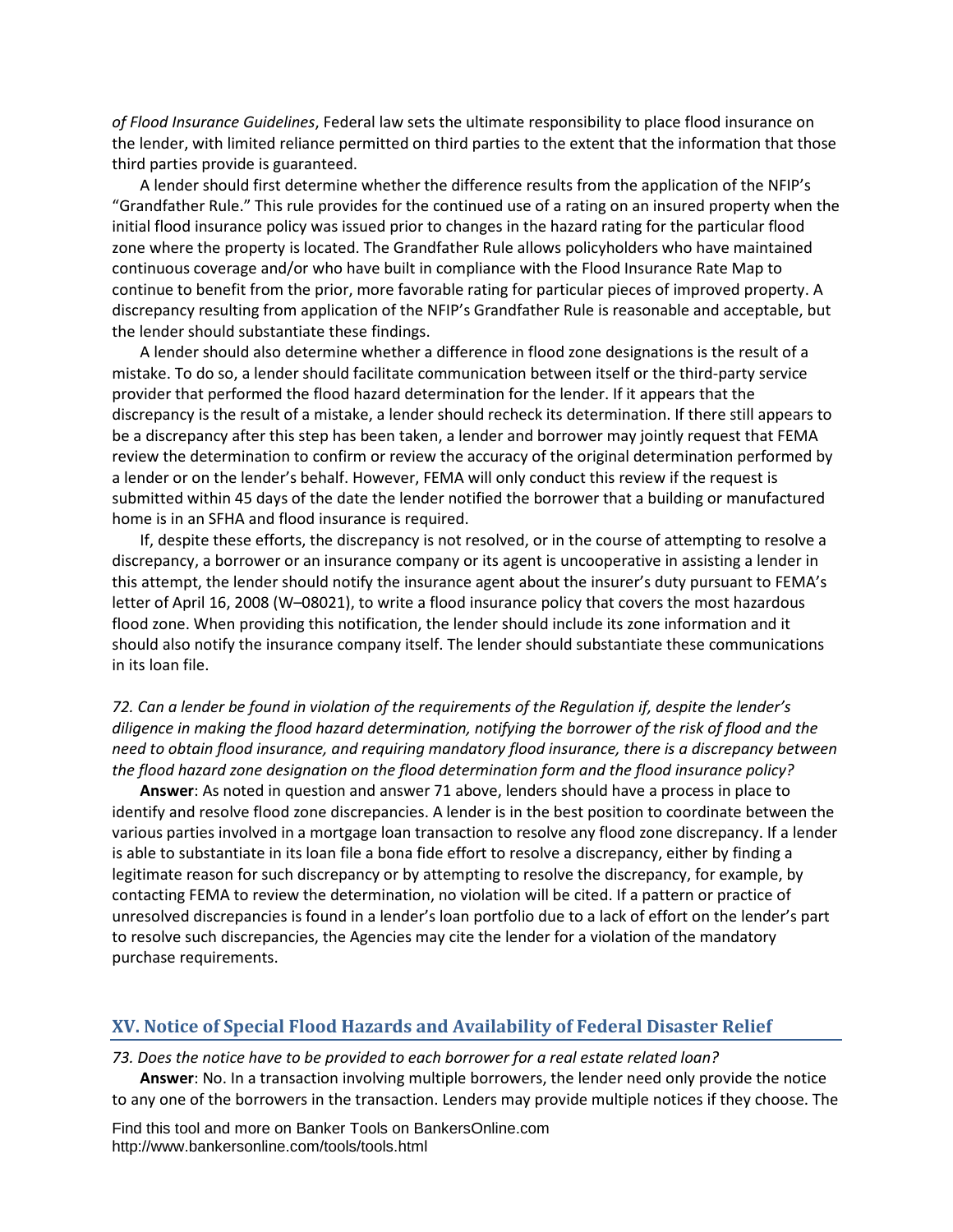*of Flood Insurance Guidelines*, Federal law sets the ultimate responsibility to place flood insurance on the lender, with limited reliance permitted on third parties to the extent that the information that those third parties provide is guaranteed.

A lender should first determine whether the difference results from the application of the NFIP's "Grandfather Rule." This rule provides for the continued use of a rating on an insured property when the initial flood insurance policy was issued prior to changes in the hazard rating for the particular flood zone where the property is located. The Grandfather Rule allows policyholders who have maintained continuous coverage and/or who have built in compliance with the Flood Insurance Rate Map to continue to benefit from the prior, more favorable rating for particular pieces of improved property. A discrepancy resulting from application of the NFIP's Grandfather Rule is reasonable and acceptable, but the lender should substantiate these findings.

A lender should also determine whether a difference in flood zone designations is the result of a mistake. To do so, a lender should facilitate communication between itself or the third-party service provider that performed the flood hazard determination for the lender. If it appears that the discrepancy is the result of a mistake, a lender should recheck its determination. If there still appears to be a discrepancy after this step has been taken, a lender and borrower may jointly request that FEMA review the determination to confirm or review the accuracy of the original determination performed by a lender or on the lender's behalf. However, FEMA will only conduct this review if the request is submitted within 45 days of the date the lender notified the borrower that a building or manufactured home is in an SFHA and flood insurance is required.

If, despite these efforts, the discrepancy is not resolved, or in the course of attempting to resolve a discrepancy, a borrower or an insurance company or its agent is uncooperative in assisting a lender in this attempt, the lender should notify the insurance agent about the insurer's duty pursuant to FEMA's letter of April 16, 2008 (W–08021), to write a flood insurance policy that covers the most hazardous flood zone. When providing this notification, the lender should include its zone information and it should also notify the insurance company itself. The lender should substantiate these communications in its loan file.

*72. Can a lender be found in violation of the requirements of the Regulation if, despite the lender's diligence in making the flood hazard determination, notifying the borrower of the risk of flood and the need to obtain flood insurance, and requiring mandatory flood insurance, there is a discrepancy between the flood hazard zone designation on the flood determination form and the flood insurance policy?*

**Answer**: As noted in question and answer 71 above, lenders should have a process in place to identify and resolve flood zone discrepancies. A lender is in the best position to coordinate between the various parties involved in a mortgage loan transaction to resolve any flood zone discrepancy. If a lender is able to substantiate in its loan file a bona fide effort to resolve a discrepancy, either by finding a legitimate reason for such discrepancy or by attempting to resolve the discrepancy, for example, by contacting FEMA to review the determination, no violation will be cited. If a pattern or practice of unresolved discrepancies is found in a lender's loan portfolio due to a lack of effort on the lender's part to resolve such discrepancies, the Agencies may cite the lender for a violation of the mandatory purchase requirements.

## XV. Notice of Special Flood Hazards and Availability of Federal Disaster Relief

*73. Does the notice have to be provided to each borrower for a real estate related loan?*

**Answer**: No. In a transaction involving multiple borrowers, the lender need only provide the notice to any one of the borrowers in the transaction. Lenders may provide multiple notices if they choose. The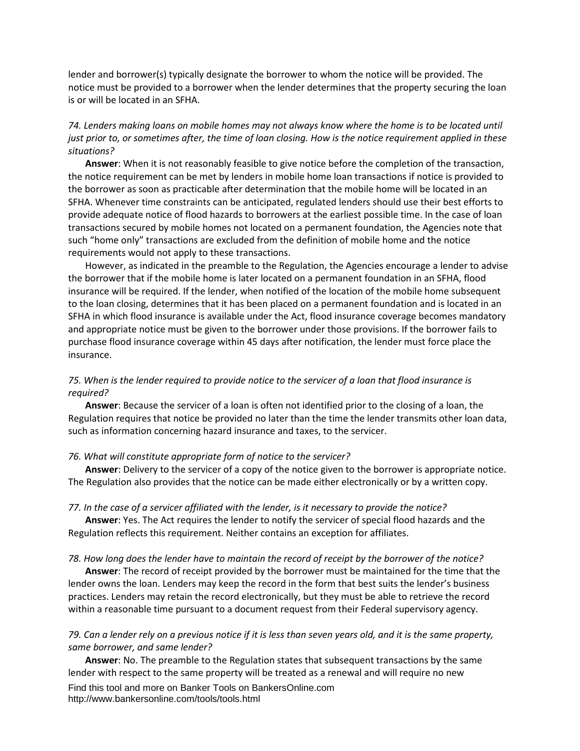lender and borrower(s) typically designate the borrower to whom the notice will be provided. The notice must be provided to a borrower when the lender determines that the property securing the loan is or will be located in an SFHA.

*74. Lenders making loans on mobile homes may not always know where the home is to be located until just prior to, or sometimes after, the time of loan closing. How is the notice requirement applied in these situations?*

**Answer**: When it is not reasonably feasible to give notice before the completion of the transaction, the notice requirement can be met by lenders in mobile home loan transactions if notice is provided to the borrower as soon as practicable after determination that the mobile home will be located in an SFHA. Whenever time constraints can be anticipated, regulated lenders should use their best efforts to provide adequate notice of flood hazards to borrowers at the earliest possible time. In the case of loan transactions secured by mobile homes not located on a permanent foundation, the Agencies note that such "home only" transactions are excluded from the definition of mobile home and the notice requirements would not apply to these transactions.

However, as indicated in the preamble to the Regulation, the Agencies encourage a lender to advise the borrower that if the mobile home is later located on a permanent foundation in an SFHA, flood insurance will be required. If the lender, when notified of the location of the mobile home subsequent to the loan closing, determines that it has been placed on a permanent foundation and is located in an SFHA in which flood insurance is available under the Act, flood insurance coverage becomes mandatory and appropriate notice must be given to the borrower under those provisions. If the borrower fails to purchase flood insurance coverage within 45 days after notification, the lender must force place the insurance.

*75. When is the lender required to provide notice to the servicer of a loan that flood insurance is required?*

**Answer**: Because the servicer of a loan is often not identified prior to the closing of a loan, the Regulation requires that notice be provided no later than the time the lender transmits other loan data, such as information concerning hazard insurance and taxes, to the servicer.

*76. What will constitute appropriate form of notice to the servicer?*

**Answer**: Delivery to the servicer of a copy of the notice given to the borrower is appropriate notice. The Regulation also provides that the notice can be made either electronically or by a written copy.

*77. In the case of a servicer affiliated with the lender, is it necessary to provide the notice?*

**Answer**: Yes. The Act requires the lender to notify the servicer of special flood hazards and the Regulation reflects this requirement. Neither contains an exception for affiliates.

*78. How long does the lender have to maintain the record of receipt by the borrower of the notice?*

**Answer**: The record of receipt provided by the borrower must be maintained for the time that the lender owns the loan. Lenders may keep the record in the form that best suits the lender's business practices. Lenders may retain the record electronically, but they must be able to retrieve the record within a reasonable time pursuant to a document request from their Federal supervisory agency.

*79. Can a lender rely on a previous notice if it is less than seven years old, and it is the same property, same borrower, and same lender?*

**Answer**: No. The preamble to the Regulation states that subsequent transactions by the same lender with respect to the same property will be treated as a renewal and will require no new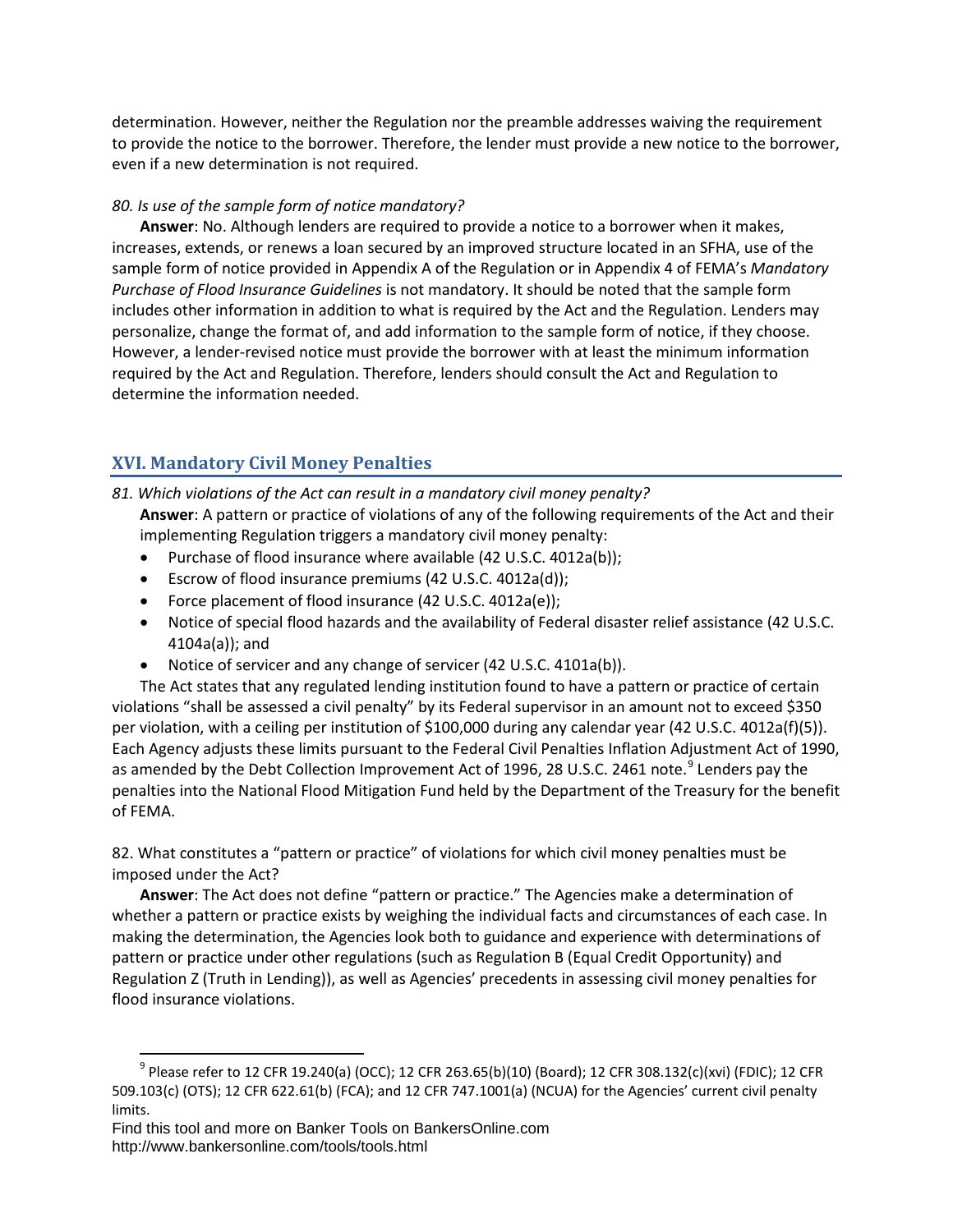determination. However, neither the Regulation nor the preamble addresses waiving the requirement to provide the notice to the borrower. Therefore, the lender must provide a new notice to the borrower, even if a new determination is not required.

*80. Is use of the sample form of notice mandatory?*

**Answer**: No. Although lenders are required to provide a notice to a borrower when it makes, increases, extends, or renews a loan secured by an improved structure located in an SFHA, use of the sample form of notice provided in Appendix A of the Regulation or in Appendix 4 of FEMA's *Mandatory Purchase of Flood Insurance Guidelines* is not mandatory. It should be noted that the sample form includes other information in addition to what is required by the Act and the Regulation. Lenders may personalize, change the format of, and add information to the sample form of notice, if they choose. However, a lender-revised notice must provide the borrower with at least the minimum information required by the Act and Regulation. Therefore, lenders should consult the Act and Regulation to determine the information needed.

## XVI. Mandatory Civil Money Penalties

*81. Which violations of the Act can result in a mandatory civil money penalty?*

**Answer**: A pattern or practice of violations of any of the following requirements of the Act and their implementing Regulation triggers a mandatory civil money penalty:

- Purchase of flood insurance where available (42 U.S.C. 4012a(b));
- Escrow of flood insurance premiums (42 U.S.C. 4012a(d));
- Force placement of flood insurance (42 U.S.C. 4012a(e));
- Notice of special flood hazards and the availability of Federal disaster relief assistance (42 U.S.C. 4104a(a)); and
- Notice of servicer and any change of servicer (42 U.S.C. 4101a(b)).

The Act states that any regulated lending institution found to have a pattern or practice of certain violations "shall be assessed a civil penalty" by its Federal supervisor in an amount not to exceed $350 per violation, with a ceiling per institution of $100,000 during any calendar year (42 U.S.C. 4012a(f)(5)). Each Agency adjusts these limits pursuant to the Federal Civil Penalties Inflation Adjustment Act of 1990, as amended by the Debt Collection Improvement Act of 1996, 28 U.S.C. 2461 note.[9] Lenders pay the penalties into the National Flood Mitigation Fund held by the Department of the Treasury for the benefit of FEMA.

82. What constitutes a "pattern or practice" of violations for which civil money penalties must be imposed under the Act?

**Answer**: The Act does not define "pattern or practice." The Agencies make a determination of whether a pattern or practice exists by weighing the individual facts and circumstances of each case. In making the determination, the Agencies look both to guidance and experience with determinations of pattern or practice under other regulations (such as Regulation B (Equal Credit Opportunity) and Regulation Z (Truth in Lending)), as well as Agencies' precedents in assessing civil money penalties for flood insurance violations.

[9] Please refer to 12 CFR 19.240(a) (OCC); 12 CFR 263.65(b)(10) (Board); 12 CFR 308.132(c)(xvi) (FDIC); 12 CFR 509.103(c) (OTS); 12 CFR 622.61(b) (FCA); and 12 CFR 747.1001(a) (NCUA) for the Agencies' current civil penalty limits.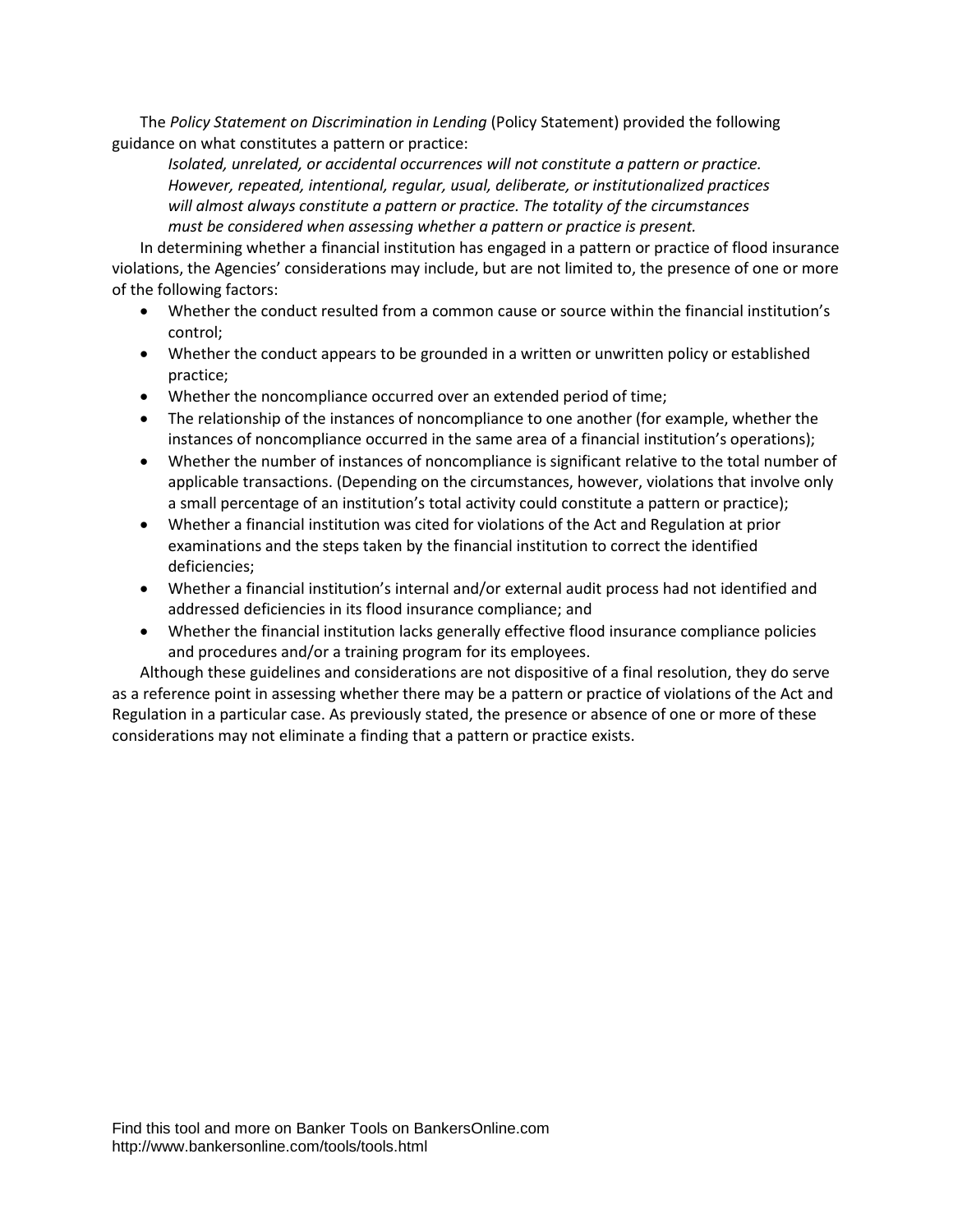The *Policy Statement on Discrimination in Lending* (Policy Statement) provided the following guidance on what constitutes a pattern or practice:

> *Isolated, unrelated, or accidental occurrences will not constitute a pattern or practice. However, repeated, intentional, regular, usual, deliberate, or institutionalized practices will almost always constitute a pattern or practice. The totality of the circumstances must be considered when assessing whether a pattern or practice is present.*

In determining whether a financial institution has engaged in a pattern or practice of flood insurance violations, the Agencies' considerations may include, but are not limited to, the presence of one or more of the following factors:

- Whether the conduct resulted from a common cause or source within the financial institution's control;
- Whether the conduct appears to be grounded in a written or unwritten policy or established practice;
- Whether the noncompliance occurred over an extended period of time;
- The relationship of the instances of noncompliance to one another (for example, whether the instances of noncompliance occurred in the same area of a financial institution's operations);
- Whether the number of instances of noncompliance is significant relative to the total number of applicable transactions. (Depending on the circumstances, however, violations that involve only a small percentage of an institution's total activity could constitute a pattern or practice);
- Whether a financial institution was cited for violations of the Act and Regulation at prior examinations and the steps taken by the financial institution to correct the identified deficiencies;
- Whether a financial institution's internal and/or external audit process had not identified and addressed deficiencies in its flood insurance compliance; and
- Whether the financial institution lacks generally effective flood insurance compliance policies and procedures and/or a training program for its employees.

Although these guidelines and considerations are not dispositive of a final resolution, they do serve as a reference point in assessing whether there may be a pattern or practice of violations of the Act and Regulation in a particular case. As previously stated, the presence or absence of one or more of these considerations may not eliminate a finding that a pattern or practice exists.